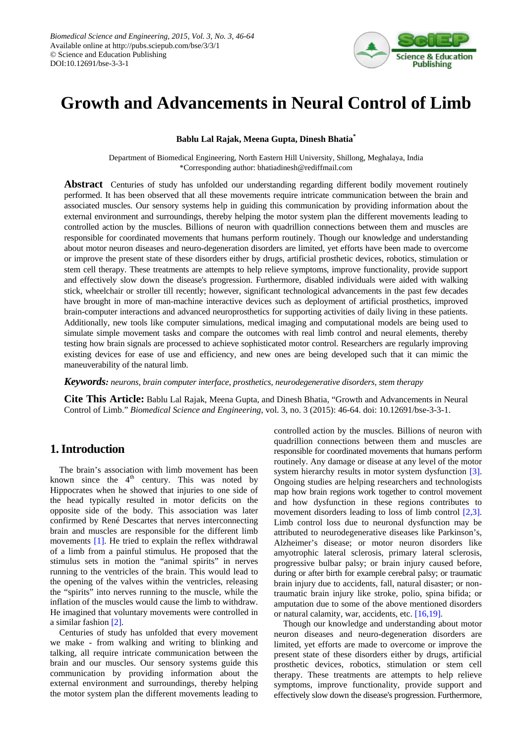# Growth and Advancements in Neural Control of Limb

**Bablu Lal Rajak, Meena Gupta, Dinesh Bhatia***

Department of Biomedical Engineering, North Eastern Hill University, Shillong, Meghalaya, India
*Corresponding author: bhatiadinesh@rediffmail.com

**Abstract** Centuries of study has unfolded our understanding regarding different bodily movement routinely performed. It has been observed that all these movements require intricate communication between the brain and associated muscles. Our sensory systems help in guiding this communication by providing information about the external environment and surroundings, thereby helping the motor system plan the different movements leading to controlled action by the muscles. Billions of neuron with quadrillion connections between them and muscles are responsible for coordinated movements that humans perform routinely. Though our knowledge and understanding about motor neuron diseases and neuro-degeneration disorders are limited, yet efforts have been made to overcome or improve the present state of these disorders either by drugs, artificial prosthetic devices, robotics, stimulation or stem cell therapy. These treatments are attempts to help relieve symptoms, improve functionality, provide support and effectively slow down the disease's progression. Furthermore, disabled individuals were aided with walking stick, wheelchair or stroller till recently; however, significant technological advancements in the past few decades have brought in more of man-machine interactive devices such as deployment of artificial prosthetics, improved brain-computer interactions and advanced neuroprosthetics for supporting activities of daily living in these patients. Additionally, new tools like computer simulations, medical imaging and computational models are being used to simulate simple movement tasks and compare the outcomes with real limb control and neural elements, thereby testing how brain signals are processed to achieve sophisticated motor control. Researchers are regularly improving existing devices for ease of use and efficiency, and new ones are being developed such that it can mimic the maneuverability of the natural limb.

***Keywords:*** *neurons, brain computer interface, prosthetics, neurodegenerative disorders, stem therapy*

**Cite This Article:** Bablu Lal Rajak, Meena Gupta, and Dinesh Bhatia, "Growth and Advancements in Neural Control of Limb." *Biomedical Science and Engineering*, vol. 3, no. 3 (2015): 46-64. doi: 10.12691/bse-3-3-1.

## 1. Introduction

The brain's association with limb movement has been known since the 4th century. This was noted by Hippocrates when he showed that injuries to one side of the head typically resulted in motor deficits on the opposite side of the body. This association was later confirmed by René Descartes that nerves interconnecting brain and muscles are responsible for the different limb movements [1]. He tried to explain the reflex withdrawal of a limb from a painful stimulus. He proposed that the stimulus sets in motion the "animal spirits" in nerves running to the ventricles of the brain. This would lead to the opening of the valves within the ventricles, releasing the "spirits" into nerves running to the muscle, while the inflation of the muscles would cause the limb to withdraw. He imagined that voluntary movements were controlled in a similar fashion [2].

Centuries of study has unfolded that every movement we make - from walking and writing to blinking and talking, all require intricate communication between the brain and our muscles. Our sensory systems guide this communication by providing information about the external environment and surroundings, thereby helping the motor system plan the different movements leading to controlled action by the muscles. Billions of neuron with quadrillion connections between them and muscles are responsible for coordinated movements that humans perform routinely. Any damage or disease at any level of the motor system hierarchy results in motor system dysfunction [3]. Ongoing studies are helping researchers and technologists map how brain regions work together to control movement and how dysfunction in these regions contributes to movement disorders leading to loss of limb control [2,3]. Limb control loss due to neuronal dysfunction may be attributed to neurodegenerative diseases like Parkinson's, Alzheimer's disease; or motor neuron disorders like amyotrophic lateral sclerosis, primary lateral sclerosis, progressive bulbar palsy; or brain injury caused before, during or after birth for example cerebral palsy; or traumatic brain injury due to accidents, fall, natural disaster; or non-traumatic brain injury like stroke, polio, spina bifida; or amputation due to some of the above mentioned disorders or natural calamity, war, accidents, etc. [16,19].

Though our knowledge and understanding about motor neuron diseases and neuro-degeneration disorders are limited, yet efforts are made to overcome or improve the present state of these disorders either by drugs, artificial prosthetic devices, robotics, stimulation or stem cell therapy. These treatments are attempts to help relieve symptoms, improve functionality, provide support and effectively slow down the disease's progression. Furthermore,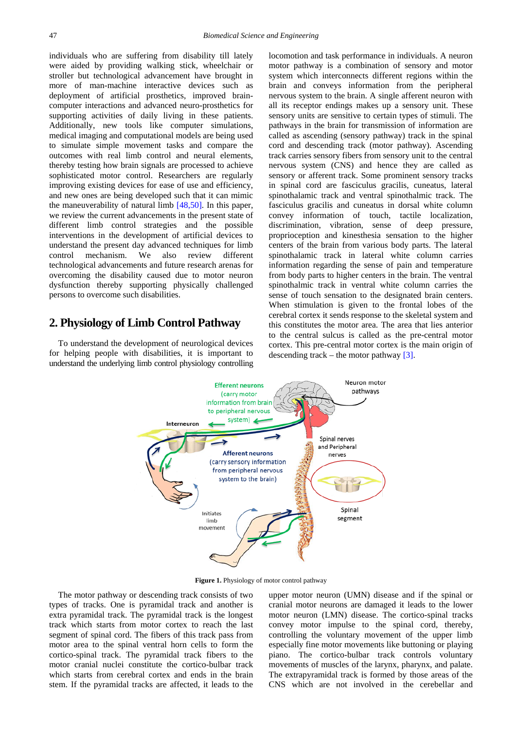individuals who are suffering from disability till lately were aided by providing walking stick, wheelchair or stroller but technological advancement have brought in more of man-machine interactive devices such as deployment of artificial prosthetics, improved brain-computer interactions and advanced neuro-prosthetics for supporting activities of daily living in these patients. Additionally, new tools like computer simulations, medical imaging and computational models are being used to simulate simple movement tasks and compare the outcomes with real limb control and neural elements, thereby testing how brain signals are processed to achieve sophisticated motor control. Researchers are regularly improving existing devices for ease of use and efficiency, and new ones are being developed such that it can mimic the maneuverability of natural limb [48,50]. In this paper, we review the current advancements in the present state of different limb control strategies and the possible interventions in the development of artificial devices to understand the present day advanced techniques for limb control mechanism. We also review different technological advancements and future research arenas for overcoming the disability caused due to motor neuron dysfunction thereby supporting physically challenged persons to overcome such disabilities.

## 2. Physiology of Limb Control Pathway

To understand the development of neurological devices for helping people with disabilities, it is important to understand the underlying limb control physiology controlling locomotion and task performance in individuals. A neuron motor pathway is a combination of sensory and motor system which interconnects different regions within the brain and conveys information from the peripheral nervous system to the brain. A single afferent neuron with all its receptor endings makes up a sensory unit. These sensory units are sensitive to certain types of stimuli. The pathways in the brain for transmission of information are called as ascending (sensory pathway) track in the spinal cord and descending track (motor pathway). Ascending track carries sensory fibers from sensory unit to the central nervous system (CNS) and hence they are called as sensory or afferent track. Some prominent sensory tracks in spinal cord are fasciculus gracilis, cuneatus, lateral spinothalamic track and ventral spinothalmic track. The fasciculus gracilis and cuneatus in dorsal white column convey information of touch, tactile localization, discrimination, vibration, sense of deep pressure, proprioception and kinesthesia sensation to the higher centers of the brain from various body parts. The lateral spinothalamic track in lateral white column carries information regarding the sense of pain and temperature from body parts to higher centers in the brain. The ventral spinothalmic track in ventral white column carries the sense of touch sensation to the designated brain centers. When stimulation is given to the frontal lobes of the cerebral cortex it sends response to the skeletal system and this constitutes the motor area. The area that lies anterior to the central sulcus is called as the pre-central motor cortex. This pre-central motor cortex is the main origin of descending track – the motor pathway [3].

**Figure 1.** Physiology of motor control pathway

The motor pathway or descending track consists of two types of tracks. One is pyramidal track and another is extra pyramidal track. The pyramidal track is the longest track which starts from motor cortex to reach the last segment of spinal cord. The fibers of this track pass from motor area to the spinal ventral horn cells to form the cortico-spinal track. The pyramidal track fibers to the motor cranial nuclei constitute the cortico-bulbar track which starts from cerebral cortex and ends in the brain stem. If the pyramidal tracks are affected, it leads to the upper motor neuron (UMN) disease and if the spinal or cranial motor neurons are damaged it leads to the lower motor neuron (LMN) disease. The cortico-spinal tracks convey motor impulse to the spinal cord, thereby, controlling the voluntary movement of the upper limb especially fine motor movements like buttoning or playing piano. The cortico-bulbar track controls voluntary movements of muscles of the larynx, pharynx, and palate. The extrapyramidal track is formed by those areas of the CNS which are not involved in the cerebellar and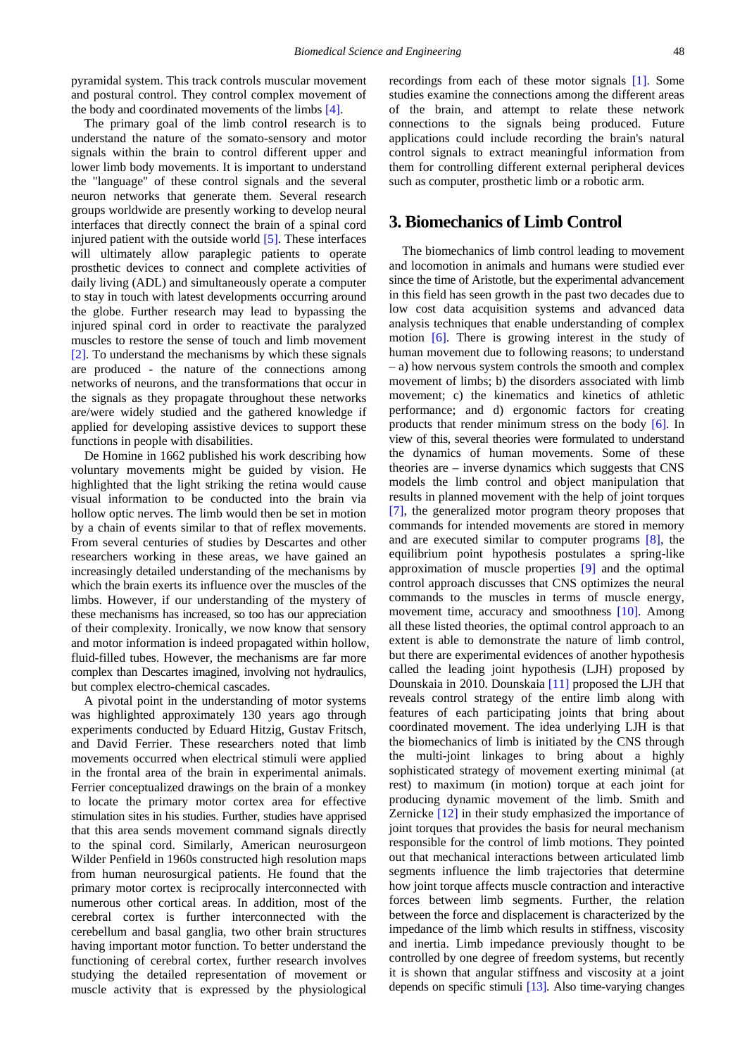pyramidal system. This track controls muscular movement and postural control. They control complex movement of the body and coordinated movements of the limbs [4].

The primary goal of the limb control research is to understand the nature of the somato-sensory and motor signals within the brain to control different upper and lower limb body movements. It is important to understand the "language" of these control signals and the several neuron networks that generate them. Several research groups worldwide are presently working to develop neural interfaces that directly connect the brain of a spinal cord injured patient with the outside world [5]. These interfaces will ultimately allow paraplegic patients to operate prosthetic devices to connect and complete activities of daily living (ADL) and simultaneously operate a computer to stay in touch with latest developments occurring around the globe. Further research may lead to bypassing the injured spinal cord in order to reactivate the paralyzed muscles to restore the sense of touch and limb movement [2]. To understand the mechanisms by which these signals are produced - the nature of the connections among networks of neurons, and the transformations that occur in the signals as they propagate throughout these networks are/were widely studied and the gathered knowledge if applied for developing assistive devices to support these functions in people with disabilities.

De Homine in 1662 published his work describing how voluntary movements might be guided by vision. He highlighted that the light striking the retina would cause visual information to be conducted into the brain via hollow optic nerves. The limb would then be set in motion by a chain of events similar to that of reflex movements. From several centuries of studies by Descartes and other researchers working in these areas, we have gained an increasingly detailed understanding of the mechanisms by which the brain exerts its influence over the muscles of the limbs. However, if our understanding of the mystery of these mechanisms has increased, so too has our appreciation of their complexity. Ironically, we now know that sensory and motor information is indeed propagated within hollow, fluid-filled tubes. However, the mechanisms are far more complex than Descartes imagined, involving not hydraulics, but complex electro-chemical cascades.

A pivotal point in the understanding of motor systems was highlighted approximately 130 years ago through experiments conducted by Eduard Hitzig, Gustav Fritsch, and David Ferrier. These researchers noted that limb movements occurred when electrical stimuli were applied in the frontal area of the brain in experimental animals. Ferrier conceptualized drawings on the brain of a monkey to locate the primary motor cortex area for effective stimulation sites in his studies. Further, studies have apprised that this area sends movement command signals directly to the spinal cord. Similarly, American neurosurgeon Wilder Penfield in 1960s constructed high resolution maps from human neurosurgical patients. He found that the primary motor cortex is reciprocally interconnected with numerous other cortical areas. In addition, most of the cerebral cortex is further interconnected with the cerebellum and basal ganglia, two other brain structures having important motor function. To better understand the functioning of cerebral cortex, further research involves studying the detailed representation of movement or muscle activity that is expressed by the physiological recordings from each of these motor signals [1]. Some studies examine the connections among the different areas of the brain, and attempt to relate these network connections to the signals being produced. Future applications could include recording the brain's natural control signals to extract meaningful information from them for controlling different external peripheral devices such as computer, prosthetic limb or a robotic arm.

## 3. Biomechanics of Limb Control

The biomechanics of limb control leading to movement and locomotion in animals and humans were studied ever since the time of Aristotle, but the experimental advancement in this field has seen growth in the past two decades due to low cost data acquisition systems and advanced data analysis techniques that enable understanding of complex motion [6]. There is growing interest in the study of human movement due to following reasons; to understand – a) how nervous system controls the smooth and complex movement of limbs; b) the disorders associated with limb movement; c) the kinematics and kinetics of athletic performance; and d) ergonomic factors for creating products that render minimum stress on the body [6]. In view of this, several theories were formulated to understand the dynamics of human movements. Some of these theories are – inverse dynamics which suggests that CNS models the limb control and object manipulation that results in planned movement with the help of joint torques [7], the generalized motor program theory proposes that commands for intended movements are stored in memory and are executed similar to computer programs [8], the equilibrium point hypothesis postulates a spring-like approximation of muscle properties [9] and the optimal control approach discusses that CNS optimizes the neural commands to the muscles in terms of muscle energy, movement time, accuracy and smoothness [10]. Among all these listed theories, the optimal control approach to an extent is able to demonstrate the nature of limb control, but there are experimental evidences of another hypothesis called the leading joint hypothesis (LJH) proposed by Dounskaia in 2010. Dounskaia [11] proposed the LJH that reveals control strategy of the entire limb along with features of each participating joints that bring about coordinated movement. The idea underlying LJH is that the biomechanics of limb is initiated by the CNS through the multi-joint linkages to bring about a highly sophisticated strategy of movement exerting minimal (at rest) to maximum (in motion) torque at each joint for producing dynamic movement of the limb. Smith and Zernicke [12] in their study emphasized the importance of joint torques that provides the basis for neural mechanism responsible for the control of limb motions. They pointed out that mechanical interactions between articulated limb segments influence the limb trajectories that determine how joint torque affects muscle contraction and interactive forces between limb segments. Further, the relation between the force and displacement is characterized by the impedance of the limb which results in stiffness, viscosity and inertia. Limb impedance previously thought to be controlled by one degree of freedom systems, but recently it is shown that angular stiffness and viscosity at a joint depends on specific stimuli [13]. Also time-varying changes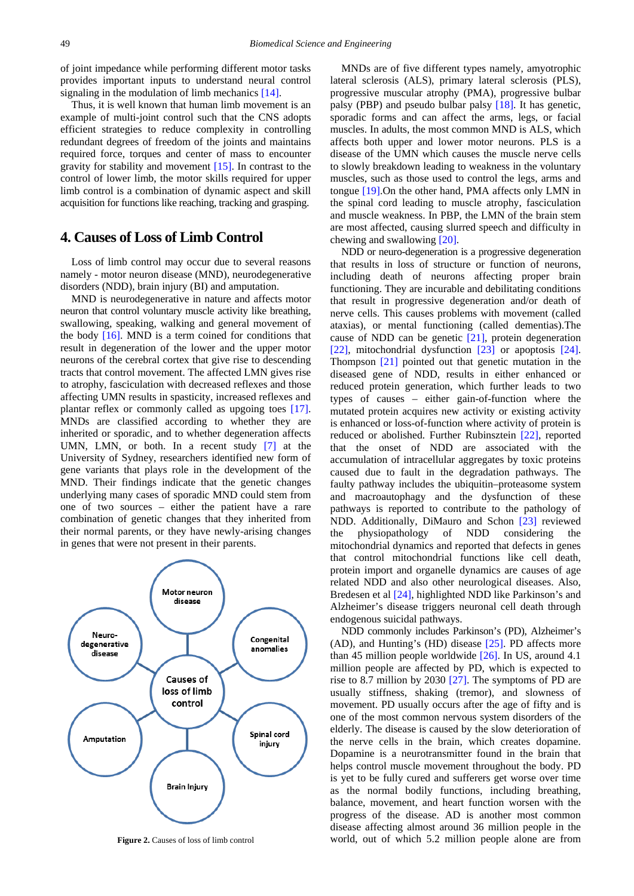of joint impedance while performing different motor tasks provides important inputs to understand neural control signaling in the modulation of limb mechanics [14].

Thus, it is well known that human limb movement is an example of multi-joint control such that the CNS adopts efficient strategies to reduce complexity in controlling redundant degrees of freedom of the joints and maintains required force, torques and center of mass to encounter gravity for stability and movement [15]. In contrast to the control of lower limb, the motor skills required for upper limb control is a combination of dynamic aspect and skill acquisition for functions like reaching, tracking and grasping.

## 4. Causes of Loss of Limb Control

Loss of limb control may occur due to several reasons namely - motor neuron disease (MND), neurodegenerative disorders (NDD), brain injury (BI) and amputation.

MND is neurodegenerative in nature and affects motor neuron that control voluntary muscle activity like breathing, swallowing, speaking, walking and general movement of the body [16]. MND is a term coined for conditions that result in degeneration of the lower and the upper motor neurons of the cerebral cortex that give rise to descending tracts that control movement. The affected LMN gives rise to atrophy, fasciculation with decreased reflexes and those affecting UMN results in spasticity, increased reflexes and plantar reflex or commonly called as upgoing toes [17]. MNDs are classified according to whether they are inherited or sporadic, and to whether degeneration affects UMN, LMN, or both. In a recent study [7] at the University of Sydney, researchers identified new form of gene variants that plays role in the development of the MND. Their findings indicate that the genetic changes underlying many cases of sporadic MND could stem from one of two sources – either the patient have a rare combination of genetic changes that they inherited from their normal parents, or they have newly-arising changes in genes that were not present in their parents.

Motor neuron disease

Congenital anomalies

Spinal cord injury

Brain Injury

Amputation

Neuro-degenerative disease

Causes of loss of limb control

**Figure 2.** Causes of loss of limb control

MNDs are of five different types namely, amyotrophic lateral sclerosis (ALS), primary lateral sclerosis (PLS), progressive muscular atrophy (PMA), progressive bulbar palsy (PBP) and pseudo bulbar palsy [18]. It has genetic, sporadic forms and can affect the arms, legs, or facial muscles. In adults, the most common MND is ALS, which affects both upper and lower motor neurons. PLS is a disease of the UMN which causes the muscle nerve cells to slowly breakdown leading to weakness in the voluntary muscles, such as those used to control the legs, arms and tongue [19].On the other hand, PMA affects only LMN in the spinal cord leading to muscle atrophy, fasciculation and muscle weakness. In PBP, the LMN of the brain stem are most affected, causing slurred speech and difficulty in chewing and swallowing [20].

NDD or neuro-degeneration is a progressive degeneration that results in loss of structure or function of neurons, including death of neurons affecting proper brain functioning. They are incurable and debilitating conditions that result in progressive degeneration and/or death of nerve cells. This causes problems with movement (called ataxias), or mental functioning (called dementias).The cause of NDD can be genetic [21], protein degeneration [22], mitochondrial dysfunction [23] or apoptosis [24]. Thompson [21] pointed out that genetic mutation in the diseased gene of NDD, results in either enhanced or reduced protein generation, which further leads to two types of causes – either gain-of-function where the mutated protein acquires new activity or existing activity is enhanced or loss-of-function where activity of protein is reduced or abolished. Further Rubinsztein [22], reported that the onset of NDD are associated with the accumulation of intracellular aggregates by toxic proteins caused due to fault in the degradation pathways. The faulty pathway includes the ubiquitin–proteasome system and macroautophagy and the dysfunction of these pathways is reported to contribute to the pathology of NDD. Additionally, DiMauro and Schon [23] reviewed the physiopathology of NDD considering the mitochondrial dynamics and reported that defects in genes that control mitochondrial functions like cell death, protein import and organelle dynamics are causes of age related NDD and also other neurological diseases. Also, Bredesen et al [24], highlighted NDD like Parkinson's and Alzheimer's disease triggers neuronal cell death through endogenous suicidal pathways.

NDD commonly includes Parkinson's (PD), Alzheimer's (AD), and Hunting's (HD) disease [25]. PD affects more than 45 million people worldwide [26]. In US, around 4.1 million people are affected by PD, which is expected to rise to 8.7 million by 2030 [27]. The symptoms of PD are usually stiffness, shaking (tremor), and slowness of movement. PD usually occurs after the age of fifty and is one of the most common nervous system disorders of the elderly. The disease is caused by the slow deterioration of the nerve cells in the brain, which creates dopamine. Dopamine is a neurotransmitter found in the brain that helps control muscle movement throughout the body. PD is yet to be fully cured and sufferers get worse over time as the normal bodily functions, including breathing, balance, movement, and heart function worsen with the progress of the disease. AD is another most common disease affecting almost around 36 million people in the world, out of which 5.2 million people alone are from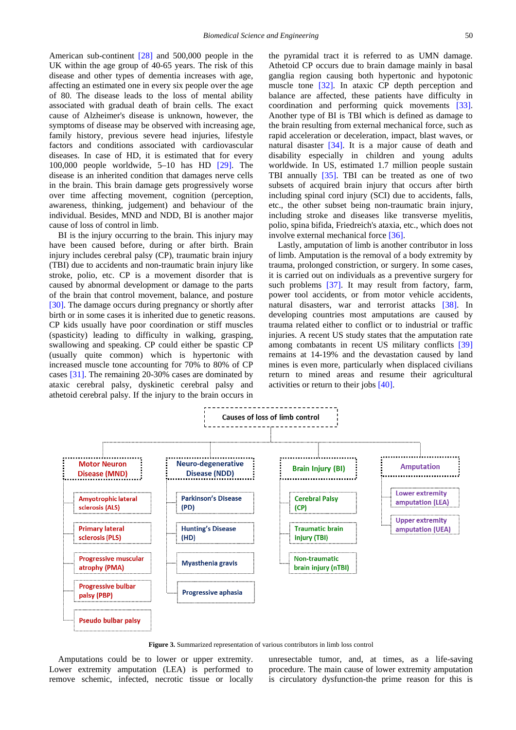American sub-continent [28] and 500,000 people in the UK within the age group of 40-65 years. The risk of this disease and other types of dementia increases with age, affecting an estimated one in every six people over the age of 80. The disease leads to the loss of mental ability associated with gradual death of brain cells. The exact cause of Alzheimer's disease is unknown, however, the symptoms of disease may be observed with increasing age, family history, previous severe head injuries, lifestyle factors and conditions associated with cardiovascular diseases. In case of HD, it is estimated that for every 100,000 people worldwide, 5–10 has HD [29]. The disease is an inherited condition that damages nerve cells in the brain. This brain damage gets progressively worse over time affecting movement, cognition (perception, awareness, thinking, judgement) and behaviour of the individual. Besides, MND and NDD, BI is another major cause of loss of control in limb.

BI is the injury occurring to the brain. This injury may have been caused before, during or after birth. Brain injury includes cerebral palsy (CP), traumatic brain injury (TBI) due to accidents and non-traumatic brain injury like stroke, polio, etc. CP is a movement disorder that is caused by abnormal development or damage to the parts of the brain that control movement, balance, and posture [30]. The damage occurs during pregnancy or shortly after birth or in some cases it is inherited due to genetic reasons. CP kids usually have poor coordination or stiff muscles (spasticity) leading to difficulty in walking, grasping, swallowing and speaking. CP could either be spastic CP (usually quite common) which is hypertonic with increased muscle tone accounting for 70% to 80% of CP cases [31]. The remaining 20-30% cases are dominated by ataxic cerebral palsy, dyskinetic cerebral palsy and athetoid cerebral palsy. If the injury to the brain occurs in the pyramidal tract it is referred to as UMN damage. Athetoid CP occurs due to brain damage mainly in basal ganglia region causing both hypertonic and hypotonic muscle tone [32]. In ataxic CP depth perception and balance are affected, these patients have difficulty in coordination and performing quick movements [33]. Another type of BI is TBI which is defined as damage to the brain resulting from external mechanical force, such as rapid acceleration or deceleration, impact, blast waves, or natural disaster [34]. It is a major cause of death and disability especially in children and young adults worldwide. In US, estimated 1.7 million people sustain TBI annually [35]. TBI can be treated as one of two subsets of acquired brain injury that occurs after birth including spinal cord injury (SCI) due to accidents, falls, etc., the other subset being non-traumatic brain injury, including stroke and diseases like transverse myelitis, polio, spina bifida, Friedreich's ataxia, etc., which does not involve external mechanical force [36].

Lastly, amputation of limb is another contributor in loss of limb. Amputation is the removal of a body extremity by trauma, prolonged constriction, or surgery. In some cases, it is carried out on individuals as a preventive surgery for such problems [37]. It may result from factory, farm, power tool accidents, or from motor vehicle accidents, natural disasters, war and terrorist attacks [38]. In developing countries most amputations are caused by trauma related either to conflict or to industrial or traffic injuries. A recent US study states that the amputation rate among combatants in recent US military conflicts [39] remains at 14-19% and the devastation caused by land mines is even more, particularly when displaced civilians return to mined areas and resume their agricultural activities or return to their jobs [40].

**Causes of loss of limb control**

- **Motor Neuron Disease (MND)**
  - Amyotrophic lateral sclerosis (ALS)
  - Primary lateral sclerosis (PLS)
  - Progressive muscular atrophy (PMA)
  - Progressive bulbar palsy (PBP)
  - Pseudo bulbar palsy
- **Neuro-degenerative Disease (NDD)**
  - Parkinson's Disease (PD)
  - Hunting's Disease (HD)
  - Myasthenia gravis
  - Progressive aphasia
- **Brain Injury (BI)**
  - Cerebral Palsy (CP)
  - Traumatic brain injury (TBI)
  - Non-traumatic brain injury (nTBI)
- **Amputation**
  - Lower extremity amputation (LEA)
  - Upper extremity amputation (UEA)

**Figure 3.** Summarized representation of various contributors in limb loss control

Amputations could be to lower or upper extremity. Lower extremity amputation (LEA) is performed to remove schemic, infected, necrotic tissue or locally unresectable tumor, and, at times, as a life-saving procedure. The main cause of lower extremity amputation is circulatory dysfunction-the prime reason for this is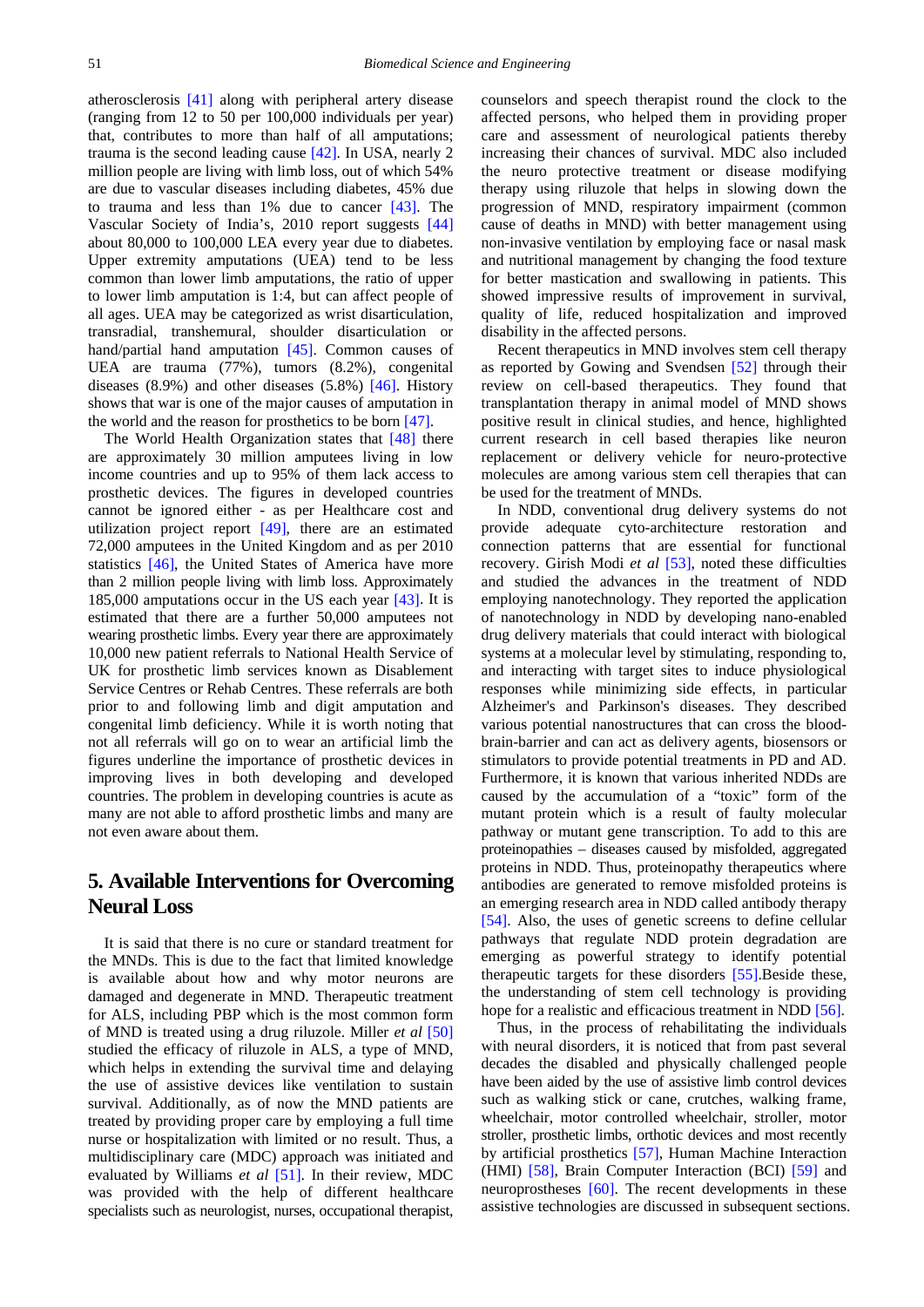atherosclerosis [41] along with peripheral artery disease (ranging from 12 to 50 per 100,000 individuals per year) that, contributes to more than half of all amputations; trauma is the second leading cause [42]. In USA, nearly 2 million people are living with limb loss, out of which 54% are due to vascular diseases including diabetes, 45% due to trauma and less than 1% due to cancer [43]. The Vascular Society of India's, 2010 report suggests [44] about 80,000 to 100,000 LEA every year due to diabetes. Upper extremity amputations (UEA) tend to be less common than lower limb amputations, the ratio of upper to lower limb amputation is 1:4, but can affect people of all ages. UEA may be categorized as wrist disarticulation, transradial, transhemural, shoulder disarticulation or hand/partial hand amputation [45]. Common causes of UEA are trauma (77%), tumors (8.2%), congenital diseases (8.9%) and other diseases (5.8%) [46]. History shows that war is one of the major causes of amputation in the world and the reason for prosthetics to be born [47].

The World Health Organization states that [48] there are approximately 30 million amputees living in low income countries and up to 95% of them lack access to prosthetic devices. The figures in developed countries cannot be ignored either - as per Healthcare cost and utilization project report [49], there are an estimated 72,000 amputees in the United Kingdom and as per 2010 statistics [46], the United States of America have more than 2 million people living with limb loss. Approximately 185,000 amputations occur in the US each year [43]. It is estimated that there are a further 50,000 amputees not wearing prosthetic limbs. Every year there are approximately 10,000 new patient referrals to National Health Service of UK for prosthetic limb services known as Disablement Service Centres or Rehab Centres. These referrals are both prior to and following limb and digit amputation and congenital limb deficiency. While it is worth noting that not all referrals will go on to wear an artificial limb the figures underline the importance of prosthetic devices in improving lives in both developing and developed countries. The problem in developing countries is acute as many are not able to afford prosthetic limbs and many are not even aware about them.

## 5. Available Interventions for Overcoming Neural Loss

It is said that there is no cure or standard treatment for the MNDs. This is due to the fact that limited knowledge is available about how and why motor neurons are damaged and degenerate in MND. Therapeutic treatment for ALS, including PBP which is the most common form of MND is treated using a drug riluzole. Miller *et al* [50] studied the efficacy of riluzole in ALS, a type of MND, which helps in extending the survival time and delaying the use of assistive devices like ventilation to sustain survival. Additionally, as of now the MND patients are treated by providing proper care by employing a full time nurse or hospitalization with limited or no result. Thus, a multidisciplinary care (MDC) approach was initiated and evaluated by Williams *et al* [51]. In their review, MDC was provided with the help of different healthcare specialists such as neurologist, nurses, occupational therapist, counselors and speech therapist round the clock to the affected persons, who helped them in providing proper care and assessment of neurological patients thereby increasing their chances of survival. MDC also included the neuro protective treatment or disease modifying therapy using riluzole that helps in slowing down the progression of MND, respiratory impairment (common cause of deaths in MND) with better management using non-invasive ventilation by employing face or nasal mask and nutritional management by changing the food texture for better mastication and swallowing in patients. This showed impressive results of improvement in survival, quality of life, reduced hospitalization and improved disability in the affected persons.

Recent therapeutics in MND involves stem cell therapy as reported by Gowing and Svendsen [52] through their review on cell-based therapeutics. They found that transplantation therapy in animal model of MND shows positive result in clinical studies, and hence, highlighted current research in cell based therapies like neuron replacement or delivery vehicle for neuro-protective molecules are among various stem cell therapies that can be used for the treatment of MNDs.

In NDD, conventional drug delivery systems do not provide adequate cyto-architecture restoration and connection patterns that are essential for functional recovery. Girish Modi *et al* [53], noted these difficulties and studied the advances in the treatment of NDD employing nanotechnology. They reported the application of nanotechnology in NDD by developing nano-enabled drug delivery materials that could interact with biological systems at a molecular level by stimulating, responding to, and interacting with target sites to induce physiological responses while minimizing side effects, in particular Alzheimer's and Parkinson's diseases. They described various potential nanostructures that can cross the blood-brain-barrier and can act as delivery agents, biosensors or stimulators to provide potential treatments in PD and AD. Furthermore, it is known that various inherited NDDs are caused by the accumulation of a "toxic" form of the mutant protein which is a result of faulty molecular pathway or mutant gene transcription. To add to this are proteinopathies – diseases caused by misfolded, aggregated proteins in NDD. Thus, proteinopathy therapeutics where antibodies are generated to remove misfolded proteins is an emerging research area in NDD called antibody therapy [54]. Also, the uses of genetic screens to define cellular pathways that regulate NDD protein degradation are emerging as powerful strategy to identify potential therapeutic targets for these disorders [55].Beside these, the understanding of stem cell technology is providing hope for a realistic and efficacious treatment in NDD [56].

Thus, in the process of rehabilitating the individuals with neural disorders, it is noticed that from past several decades the disabled and physically challenged people have been aided by the use of assistive limb control devices such as walking stick or cane, crutches, walking frame, wheelchair, motor controlled wheelchair, stroller, motor stroller, prosthetic limbs, orthotic devices and most recently by artificial prosthetics [57], Human Machine Interaction (HMI) [58], Brain Computer Interaction (BCI) [59] and neuroprostheses [60]. The recent developments in these assistive technologies are discussed in subsequent sections.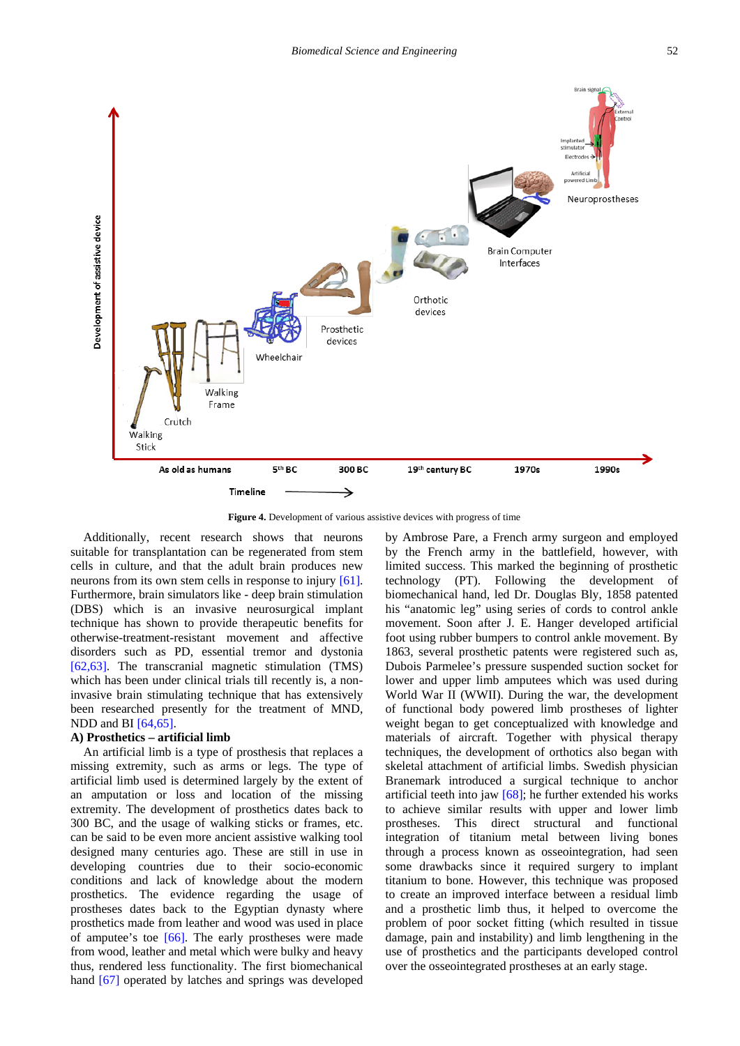**Figure 4.** Development of various assistive devices with progress of time

Additionally, recent research shows that neurons suitable for transplantation can be regenerated from stem cells in culture, and that the adult brain produces new neurons from its own stem cells in response to injury [61]. Furthermore, brain simulators like - deep brain stimulation (DBS) which is an invasive neurosurgical implant technique has shown to provide therapeutic benefits for otherwise-treatment-resistant movement and affective disorders such as PD, essential tremor and dystonia [62,63]. The transcranial magnetic stimulation (TMS) which has been under clinical trials till recently is, a non-invasive brain stimulating technique that has extensively been researched presently for the treatment of MND, NDD and BI [64,65].

**A) Prosthetics – artificial limb**

An artificial limb is a type of prosthesis that replaces a missing extremity, such as arms or legs. The type of artificial limb used is determined largely by the extent of an amputation or loss and location of the missing extremity. The development of prosthetics dates back to 300 BC, and the usage of walking sticks or frames, etc. can be said to be even more ancient assistive walking tool designed many centuries ago. These are still in use in developing countries due to their socio-economic conditions and lack of knowledge about the modern prosthetics. The evidence regarding the usage of prostheses dates back to the Egyptian dynasty where prosthetics made from leather and wood was used in place of amputee's toe [66]. The early prostheses were made from wood, leather and metal which were bulky and heavy thus, rendered less functionality. The first biomechanical hand [67] operated by latches and springs was developed by Ambrose Pare, a French army surgeon and employed by the French army in the battlefield, however, with limited success. This marked the beginning of prosthetic technology (PT). Following the development of biomechanical hand, led Dr. Douglas Bly, 1858 patented his "anatomic leg" using series of cords to control ankle movement. Soon after J. E. Hanger developed artificial foot using rubber bumpers to control ankle movement. By 1863, several prosthetic patents were registered such as, Dubois Parmelee's pressure suspended suction socket for lower and upper limb amputees which was used during World War II (WWII). During the war, the development of functional body powered limb prostheses of lighter weight began to get conceptualized with knowledge and materials of aircraft. Together with physical therapy techniques, the development of orthotics also began with skeletal attachment of artificial limbs. Swedish physician Branemark introduced a surgical technique to anchor artificial teeth into jaw [68]; he further extended his works to achieve similar results with upper and lower limb prostheses. This direct structural and functional integration of titanium metal between living bones through a process known as osseointegration, had seen some drawbacks since it required surgery to implant titanium to bone. However, this technique was proposed to create an improved interface between a residual limb and a prosthetic limb thus, it helped to overcome the problem of poor socket fitting (which resulted in tissue damage, pain and instability) and limb lengthening in the use of prosthetics and the participants developed control over the osseointegrated prostheses at an early stage.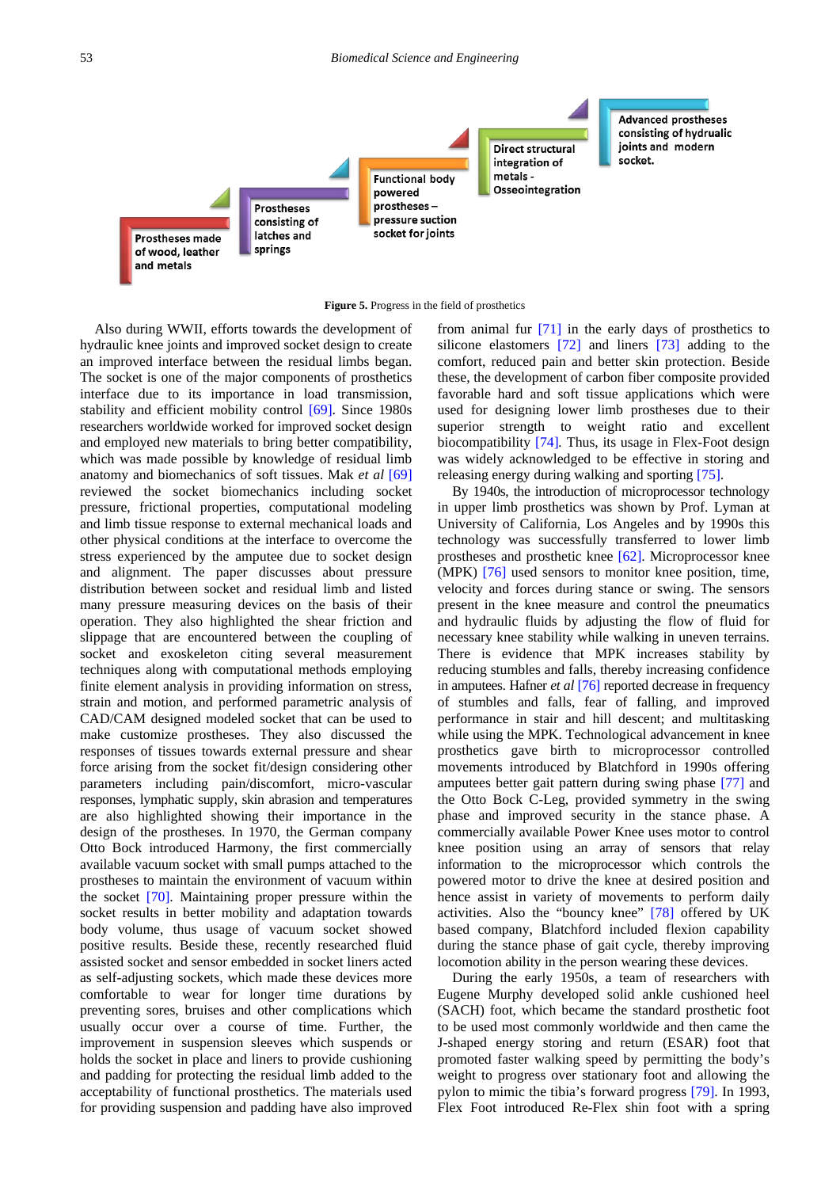Prostheses made of wood, leather and metals

Prostheses consisting of latches and springs

Functional body powered prostheses – pressure suction socket for joints

Direct structural integration of metals - Osseointegration

Advanced prostheses consisting of hydraulic joints and modern socket.

**Figure 5.** Progress in the field of prosthetics

Also during WWII, efforts towards the development of hydraulic knee joints and improved socket design to create an improved interface between the residual limbs began. The socket is one of the major components of prosthetics interface due to its importance in load transmission, stability and efficient mobility control [69]. Since 1980s researchers worldwide worked for improved socket design and employed new materials to bring better compatibility, which was made possible by knowledge of residual limb anatomy and biomechanics of soft tissues. Mak *et al* [69] reviewed the socket biomechanics including socket pressure, frictional properties, computational modeling and limb tissue response to external mechanical loads and other physical conditions at the interface to overcome the stress experienced by the amputee due to socket design and alignment. The paper discusses about pressure distribution between socket and residual limb and listed many pressure measuring devices on the basis of their operation. They also highlighted the shear friction and slippage that are encountered between the coupling of socket and exoskeleton citing several measurement techniques along with computational methods employing finite element analysis in providing information on stress, strain and motion, and performed parametric analysis of CAD/CAM designed modeled socket that can be used to make customize prostheses. They also discussed the responses of tissues towards external pressure and shear force arising from the socket fit/design considering other parameters including pain/discomfort, micro-vascular responses, lymphatic supply, skin abrasion and temperatures are also highlighted showing their importance in the design of the prostheses. In 1970, the German company Otto Bock introduced Harmony, the first commercially available vacuum socket with small pumps attached to the prostheses to maintain the environment of vacuum within the socket [70]. Maintaining proper pressure within the socket results in better mobility and adaptation towards body volume, thus usage of vacuum socket showed positive results. Beside these, recently researched fluid assisted socket and sensor embedded in socket liners acted as self-adjusting sockets, which made these devices more comfortable to wear for longer time durations by preventing sores, bruises and other complications which usually occur over a course of time. Further, the improvement in suspension sleeves which suspends or holds the socket in place and liners to provide cushioning and padding for protecting the residual limb added to the acceptability of functional prosthetics. The materials used for providing suspension and padding have also improved from animal fur [71] in the early days of prosthetics to silicone elastomers [72] and liners [73] adding to the comfort, reduced pain and better skin protection. Beside these, the development of carbon fiber composite provided favorable hard and soft tissue applications which were used for designing lower limb prostheses due to their superior strength to weight ratio and excellent biocompatibility [74]. Thus, its usage in Flex-Foot design was widely acknowledged to be effective in storing and releasing energy during walking and sporting [75].

By 1940s, the introduction of microprocessor technology in upper limb prosthetics was shown by Prof. Lyman at University of California, Los Angeles and by 1990s this technology was successfully transferred to lower limb prostheses and prosthetic knee [62]. Microprocessor knee (MPK) [76] used sensors to monitor knee position, time, velocity and forces during stance or swing. The sensors present in the knee measure and control the pneumatics and hydraulic fluids by adjusting the flow of fluid for necessary knee stability while walking in uneven terrains. There is evidence that MPK increases stability by reducing stumbles and falls, thereby increasing confidence in amputees. Hafner *et al* [76] reported decrease in frequency of stumbles and falls, fear of falling, and improved performance in stair and hill descent; and multitasking while using the MPK. Technological advancement in knee prosthetics gave birth to microprocessor controlled movements introduced by Blatchford in 1990s offering amputees better gait pattern during swing phase [77] and the Otto Bock C-Leg, provided symmetry in the swing phase and improved security in the stance phase. A commercially available Power Knee uses motor to control knee position using an array of sensors that relay information to the microprocessor which controls the powered motor to drive the knee at desired position and hence assist in variety of movements to perform daily activities. Also the "bouncy knee" [78] offered by UK based company, Blatchford included flexion capability during the stance phase of gait cycle, thereby improving locomotion ability in the person wearing these devices.

During the early 1950s, a team of researchers with Eugene Murphy developed solid ankle cushioned heel (SACH) foot, which became the standard prosthetic foot to be used most commonly worldwide and then came the J-shaped energy storing and return (ESAR) foot that promoted faster walking speed by permitting the body's weight to progress over stationary foot and allowing the pylon to mimic the tibia's forward progress [79]. In 1993, Flex Foot introduced Re-Flex shin foot with a spring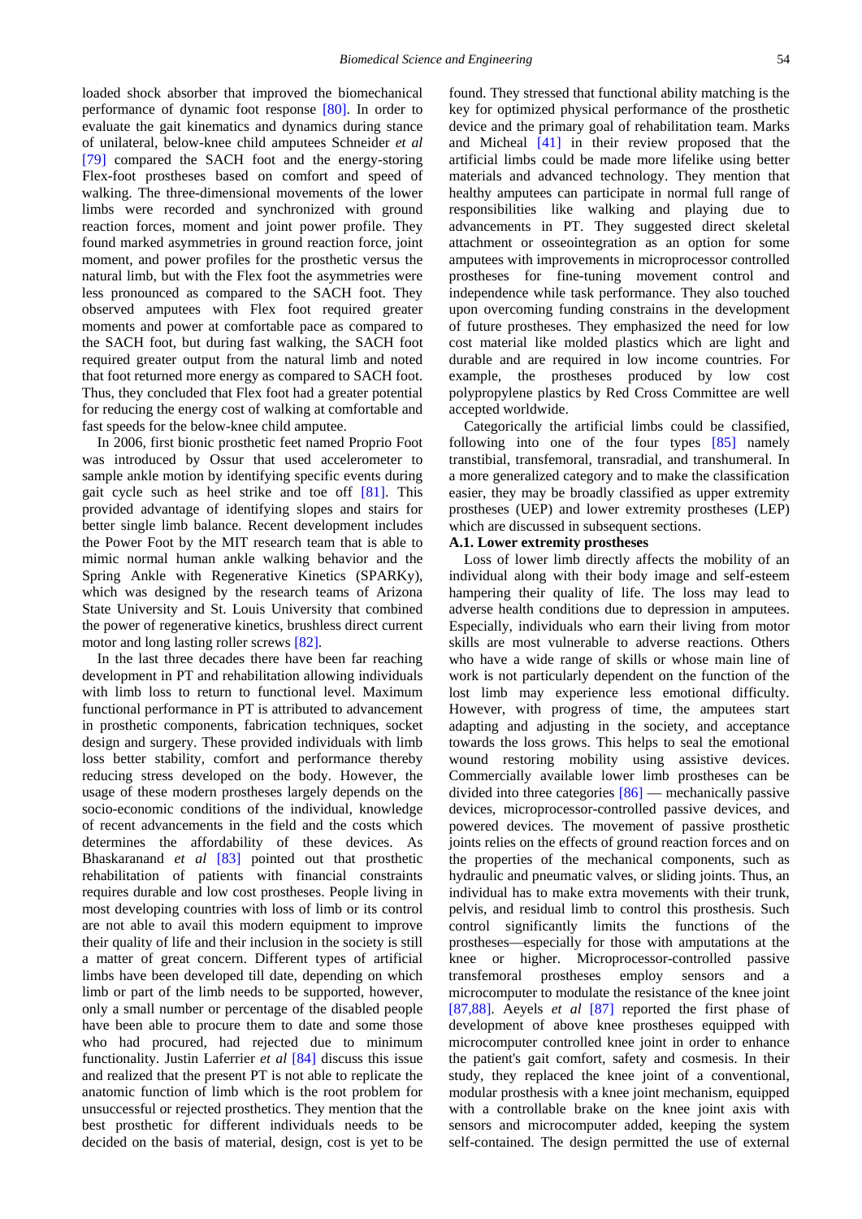loaded shock absorber that improved the biomechanical performance of dynamic foot response [80]. In order to evaluate the gait kinematics and dynamics during stance of unilateral, below-knee child amputees Schneider *et al* [79] compared the SACH foot and the energy-storing Flex-foot prostheses based on comfort and speed of walking. The three-dimensional movements of the lower limbs were recorded and synchronized with ground reaction forces, moment and joint power profile. They found marked asymmetries in ground reaction force, joint moment, and power profiles for the prosthetic versus the natural limb, but with the Flex foot the asymmetries were less pronounced as compared to the SACH foot. They observed amputees with Flex foot required greater moments and power at comfortable pace as compared to the SACH foot, but during fast walking, the SACH foot required greater output from the natural limb and noted that foot returned more energy as compared to SACH foot. Thus, they concluded that Flex foot had a greater potential for reducing the energy cost of walking at comfortable and fast speeds for the below-knee child amputee.

In 2006, first bionic prosthetic feet named Proprio Foot was introduced by Ossur that used accelerometer to sample ankle motion by identifying specific events during gait cycle such as heel strike and toe off [81]. This provided advantage of identifying slopes and stairs for better single limb balance. Recent development includes the Power Foot by the MIT research team that is able to mimic normal human ankle walking behavior and the Spring Ankle with Regenerative Kinetics (SPARKy), which was designed by the research teams of Arizona State University and St. Louis University that combined the power of regenerative kinetics, brushless direct current motor and long lasting roller screws [82].

In the last three decades there have been far reaching development in PT and rehabilitation allowing individuals with limb loss to return to functional level. Maximum functional performance in PT is attributed to advancement in prosthetic components, fabrication techniques, socket design and surgery. These provided individuals with limb loss better stability, comfort and performance thereby reducing stress developed on the body. However, the usage of these modern prostheses largely depends on the socio-economic conditions of the individual, knowledge of recent advancements in the field and the costs which determines the affordability of these devices. As Bhaskaranand *et al* [83] pointed out that prosthetic rehabilitation of patients with financial constraints requires durable and low cost prostheses. People living in most developing countries with loss of limb or its control are not able to avail this modern equipment to improve their quality of life and their inclusion in the society is still a matter of great concern. Different types of artificial limbs have been developed till date, depending on which limb or part of the limb needs to be supported, however, only a small number or percentage of the disabled people have been able to procure them to date and some those who had procured, had rejected due to minimum functionality. Justin Laferrier *et al* [84] discuss this issue and realized that the present PT is not able to replicate the anatomic function of limb which is the root problem for unsuccessful or rejected prosthetics. They mention that the best prosthetic for different individuals needs to be decided on the basis of material, design, cost is yet to be found. They stressed that functional ability matching is the key for optimized physical performance of the prosthetic device and the primary goal of rehabilitation team. Marks and Micheal [41] in their review proposed that the artificial limbs could be made more lifelike using better materials and advanced technology. They mention that healthy amputees can participate in normal full range of responsibilities like walking and playing due to advancements in PT. They suggested direct skeletal attachment or osseointegration as an option for some amputees with improvements in microprocessor controlled prostheses for fine-tuning movement control and independence while task performance. They also touched upon overcoming funding constrains in the development of future prostheses. They emphasized the need for low cost material like molded plastics which are light and durable and are required in low income countries. For example, the prostheses produced by low cost polypropylene plastics by Red Cross Committee are well accepted worldwide.

Categorically the artificial limbs could be classified, following into one of the four types [85] namely transtibial, transfemoral, transradial, and transhumeral. In a more generalized category and to make the classification easier, they may be broadly classified as upper extremity prostheses (UEP) and lower extremity prostheses (LEP) which are discussed in subsequent sections.

### A.1. Lower extremity prostheses

Loss of lower limb directly affects the mobility of an individual along with their body image and self-esteem hampering their quality of life. The loss may lead to adverse health conditions due to depression in amputees. Especially, individuals who earn their living from motor skills are most vulnerable to adverse reactions. Others who have a wide range of skills or whose main line of work is not particularly dependent on the function of the lost limb may experience less emotional difficulty. However, with progress of time, the amputees start adapting and adjusting in the society, and acceptance towards the loss grows. This helps to seal the emotional wound restoring mobility using assistive devices. Commercially available lower limb prostheses can be divided into three categories [86] — mechanically passive devices, microprocessor-controlled passive devices, and powered devices. The movement of passive prosthetic joints relies on the effects of ground reaction forces and on the properties of the mechanical components, such as hydraulic and pneumatic valves, or sliding joints. Thus, an individual has to make extra movements with their trunk, pelvis, and residual limb to control this prosthesis. Such control significantly limits the functions of the prostheses—especially for those with amputations at the knee or higher. Microprocessor-controlled passive transfemoral prostheses employ sensors and a microcomputer to modulate the resistance of the knee joint [87,88]. Aeyels *et al* [87] reported the first phase of development of above knee prostheses equipped with microcomputer controlled knee joint in order to enhance the patient's gait comfort, safety and cosmesis. In their study, they replaced the knee joint of a conventional, modular prosthesis with a knee joint mechanism, equipped with a controllable brake on the knee joint axis with sensors and microcomputer added, keeping the system self-contained. The design permitted the use of external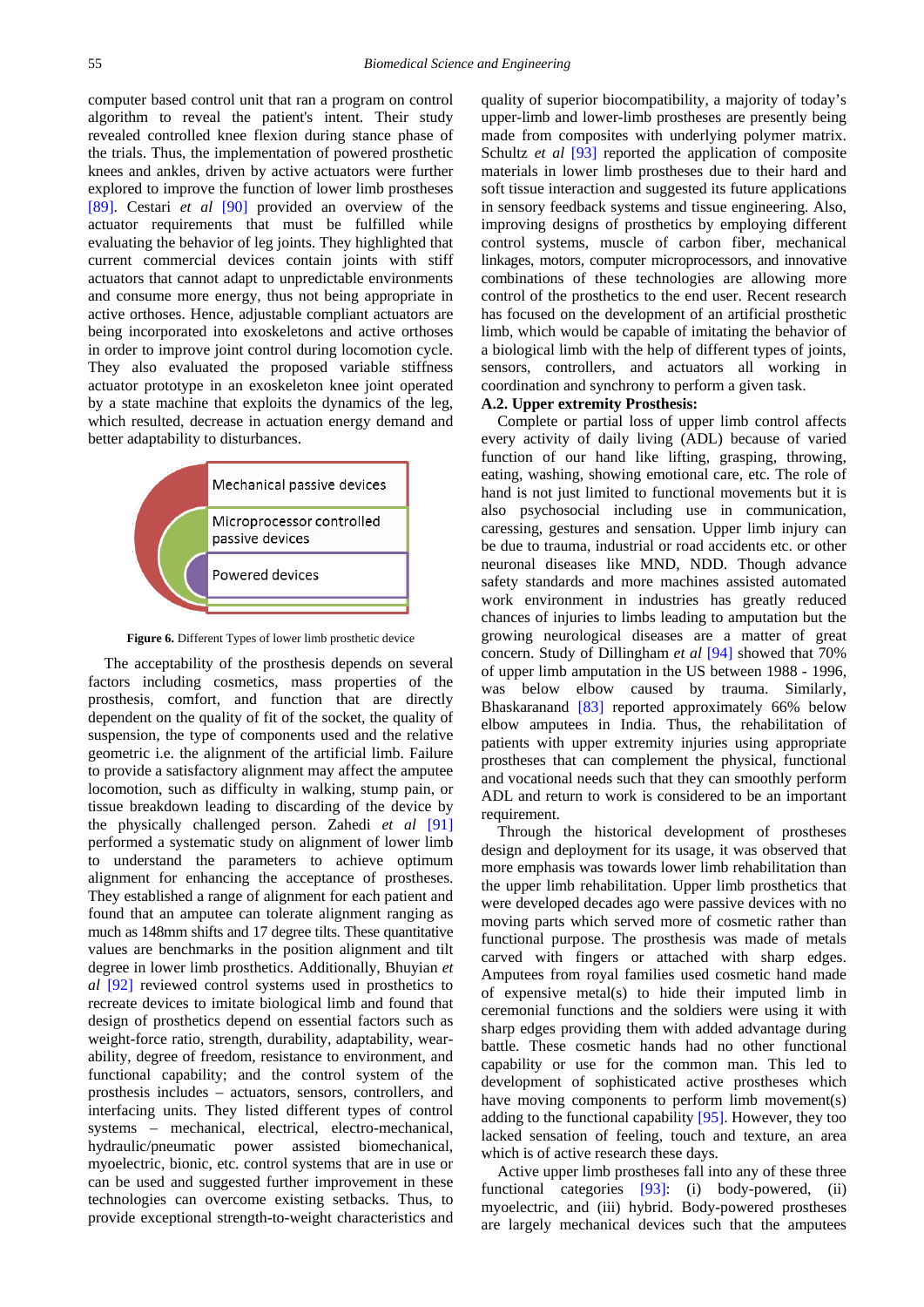computer based control unit that ran a program on control algorithm to reveal the patient's intent. Their study revealed controlled knee flexion during stance phase of the trials. Thus, the implementation of powered prosthetic knees and ankles, driven by active actuators were further explored to improve the function of lower limb prostheses [89]. Cestari *et al* [90] provided an overview of the actuator requirements that must be fulfilled while evaluating the behavior of leg joints. They highlighted that current commercial devices contain joints with stiff actuators that cannot adapt to unpredictable environments and consume more energy, thus not being appropriate in active orthoses. Hence, adjustable compliant actuators are being incorporated into exoskeletons and active orthoses in order to improve joint control during locomotion cycle. They also evaluated the proposed variable stiffness actuator prototype in an exoskeleton knee joint operated by a state machine that exploits the dynamics of the leg, which resulted, decrease in actuation energy demand and better adaptability to disturbances.

Mechanical passive devices

Microprocessor controlled passive devices

Powered devices

**Figure 6.** Different Types of lower limb prosthetic device

The acceptability of the prosthesis depends on several factors including cosmetics, mass properties of the prosthesis, comfort, and function that are directly dependent on the quality of fit of the socket, the quality of suspension, the type of components used and the relative geometric i.e. the alignment of the artificial limb. Failure to provide a satisfactory alignment may affect the amputee locomotion, such as difficulty in walking, stump pain, or tissue breakdown leading to discarding of the device by the physically challenged person. Zahedi *et al* [91] performed a systematic study on alignment of lower limb to understand the parameters to achieve optimum alignment for enhancing the acceptance of prostheses. They established a range of alignment for each patient and found that an amputee can tolerate alignment ranging as much as 148mm shifts and 17 degree tilts. These quantitative values are benchmarks in the position alignment and tilt degree in lower limb prosthetics. Additionally, Bhuyian *et al* [92] reviewed control systems used in prosthetics to recreate devices to imitate biological limb and found that design of prosthetics depend on essential factors such as weight-force ratio, strength, durability, adaptability, wear-ability, degree of freedom, resistance to environment, and functional capability; and the control system of the prosthesis includes – actuators, sensors, controllers, and interfacing units. They listed different types of control systems – mechanical, electrical, electro-mechanical, hydraulic/pneumatic power assisted biomechanical, myoelectric, bionic, etc. control systems that are in use or can be used and suggested further improvement in these technologies can overcome existing setbacks. Thus, to provide exceptional strength-to-weight characteristics and quality of superior biocompatibility, a majority of today's upper-limb and lower-limb prostheses are presently being made from composites with underlying polymer matrix. Schultz *et al* [93] reported the application of composite materials in lower limb prostheses due to their hard and soft tissue interaction and suggested its future applications in sensory feedback systems and tissue engineering. Also, improving designs of prosthetics by employing different control systems, muscle of carbon fiber, mechanical linkages, motors, computer microprocessors, and innovative combinations of these technologies are allowing more control of the prosthetics to the end user. Recent research has focused on the development of an artificial prosthetic limb, which would be capable of imitating the behavior of a biological limb with the help of different types of joints, sensors, controllers, and actuators all working in coordination and synchrony to perform a given task.

### A.2. Upper extremity Prosthesis:

Complete or partial loss of upper limb control affects every activity of daily living (ADL) because of varied function of our hand like lifting, grasping, throwing, eating, washing, showing emotional care, etc. The role of hand is not just limited to functional movements but it is also psychosocial including use in communication, caressing, gestures and sensation. Upper limb injury can be due to trauma, industrial or road accidents etc. or other neuronal diseases like MND, NDD. Though advance safety standards and more machines assisted automated work environment in industries has greatly reduced chances of injuries to limbs leading to amputation but the growing neurological diseases are a matter of great concern. Study of Dillingham *et al* [94] showed that 70% of upper limb amputation in the US between 1988 - 1996, was below elbow caused by trauma. Similarly, Bhaskaranand [83] reported approximately 66% below elbow amputees in India. Thus, the rehabilitation of patients with upper extremity injuries using appropriate prostheses that can complement the physical, functional and vocational needs such that they can smoothly perform ADL and return to work is considered to be an important requirement.

Through the historical development of prostheses design and deployment for its usage, it was observed that more emphasis was towards lower limb rehabilitation than the upper limb rehabilitation. Upper limb prosthetics that were developed decades ago were passive devices with no moving parts which served more of cosmetic rather than functional purpose. The prosthesis was made of metals carved with fingers or attached with sharp edges. Amputees from royal families used cosmetic hand made of expensive metal(s) to hide their imputed limb in ceremonial functions and the soldiers were using it with sharp edges providing them with added advantage during battle. These cosmetic hands had no other functional capability or use for the common man. This led to development of sophisticated active prostheses which have moving components to perform limb movement(s) adding to the functional capability [95]. However, they too lacked sensation of feeling, touch and texture, an area which is of active research these days.

Active upper limb prostheses fall into any of these three functional categories [93]: (i) body-powered, (ii) myoelectric, and (iii) hybrid. Body-powered prostheses are largely mechanical devices such that the amputees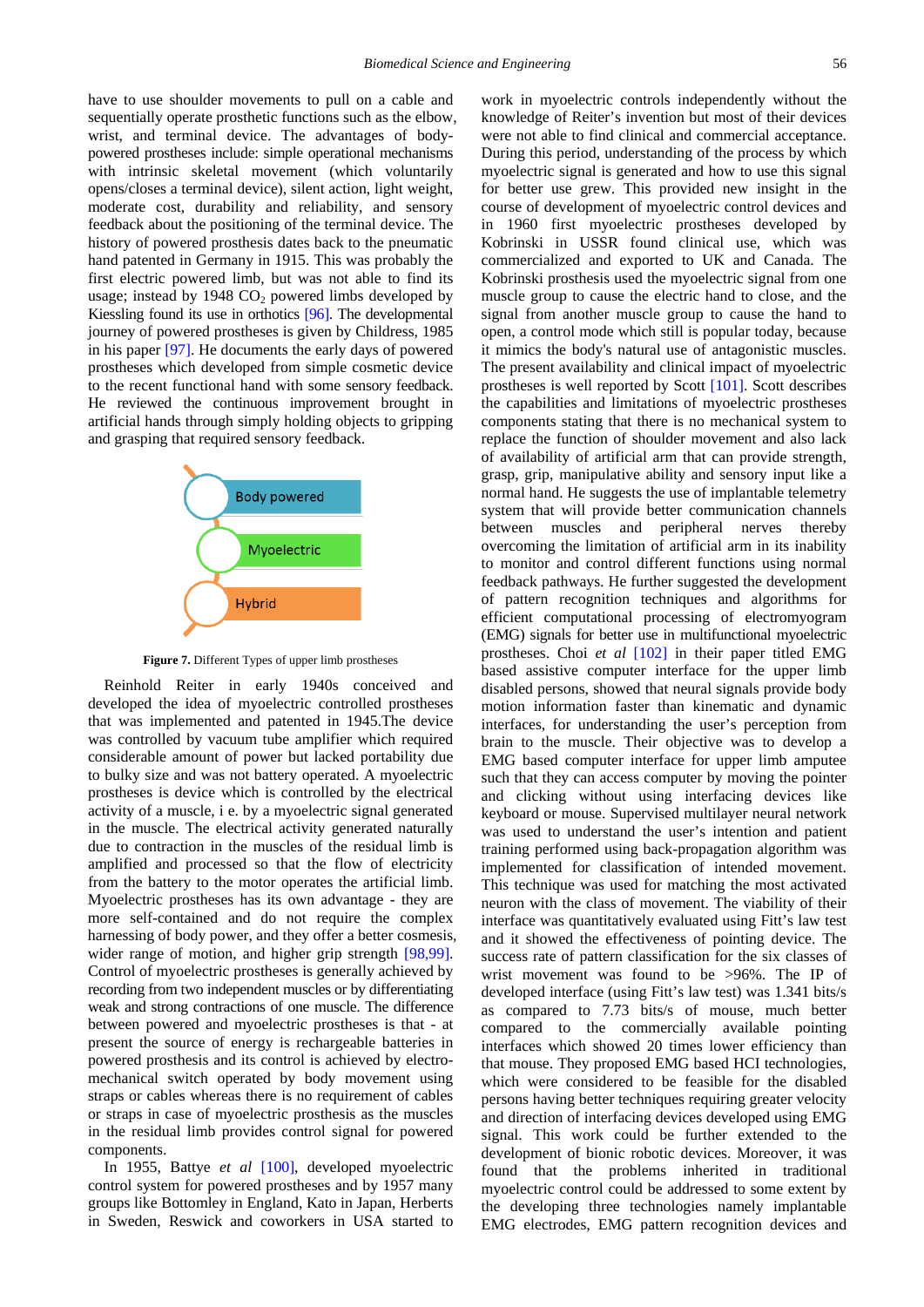have to use shoulder movements to pull on a cable and sequentially operate prosthetic functions such as the elbow, wrist, and terminal device. The advantages of body-powered prostheses include: simple operational mechanisms with intrinsic skeletal movement (which voluntarily opens/closes a terminal device), silent action, light weight, moderate cost, durability and reliability, and sensory feedback about the positioning of the terminal device. The history of powered prosthesis dates back to the pneumatic hand patented in Germany in 1915. This was probably the first electric powered limb, but was not able to find its usage; instead by 1948 $CO_2$ powered limbs developed by Kiessling found its use in orthotics [96]. The developmental journey of powered prostheses is given by Childress, 1985 in his paper [97]. He documents the early days of powered prostheses which developed from simple cosmetic device to the recent functional hand with some sensory feedback. He reviewed the continuous improvement brought in artificial hands through simply holding objects to gripping and grasping that required sensory feedback.

Body powered

Myoelectric

Hybrid

**Figure 7.** Different Types of upper limb prostheses

Reinhold Reiter in early 1940s conceived and developed the idea of myoelectric controlled prostheses that was implemented and patented in 1945.The device was controlled by vacuum tube amplifier which required considerable amount of power but lacked portability due to bulky size and was not battery operated. A myoelectric prostheses is device which is controlled by the electrical activity of a muscle, i e. by a myoelectric signal generated in the muscle. The electrical activity generated naturally due to contraction in the muscles of the residual limb is amplified and processed so that the flow of electricity from the battery to the motor operates the artificial limb. Myoelectric prostheses has its own advantage - they are more self-contained and do not require the complex harnessing of body power, and they offer a better cosmesis, wider range of motion, and higher grip strength [98,99]. Control of myoelectric prostheses is generally achieved by recording from two independent muscles or by differentiating weak and strong contractions of one muscle. The difference between powered and myoelectric prostheses is that - at present the source of energy is rechargeable batteries in powered prosthesis and its control is achieved by electro-mechanical switch operated by body movement using straps or cables whereas there is no requirement of cables or straps in case of myoelectric prosthesis as the muscles in the residual limb provides control signal for powered components.

In 1955, Battye *et al* [100], developed myoelectric control system for powered prostheses and by 1957 many groups like Bottomley in England, Kato in Japan, Herberts in Sweden, Reswick and coworkers in USA started to work in myoelectric controls independently without the knowledge of Reiter's invention but most of their devices were not able to find clinical and commercial acceptance. During this period, understanding of the process by which myoelectric signal is generated and how to use this signal for better use grew. This provided new insight in the course of development of myoelectric control devices and in 1960 first myoelectric prostheses developed by Kobrinski in USSR found clinical use, which was commercialized and exported to UK and Canada. The Kobrinski prosthesis used the myoelectric signal from one muscle group to cause the electric hand to close, and the signal from another muscle group to cause the hand to open, a control mode which still is popular today, because it mimics the body's natural use of antagonistic muscles. The present availability and clinical impact of myoelectric prostheses is well reported by Scott [101]. Scott describes the capabilities and limitations of myoelectric prostheses components stating that there is no mechanical system to replace the function of shoulder movement and also lack of availability of artificial arm that can provide strength, grasp, grip, manipulative ability and sensory input like a normal hand. He suggests the use of implantable telemetry system that will provide better communication channels between muscles and peripheral nerves thereby overcoming the limitation of artificial arm in its inability to monitor and control different functions using normal feedback pathways. He further suggested the development of pattern recognition techniques and algorithms for efficient computational processing of electromyogram (EMG) signals for better use in multifunctional myoelectric prostheses. Choi *et al* [102] in their paper titled EMG based assistive computer interface for the upper limb disabled persons, showed that neural signals provide body motion information faster than kinematic and dynamic interfaces, for understanding the user's perception from brain to the muscle. Their objective was to develop a EMG based computer interface for upper limb amputee such that they can access computer by moving the pointer and clicking without using interfacing devices like keyboard or mouse. Supervised multilayer neural network was used to understand the user's intention and patient training performed using back-propagation algorithm was implemented for classification of intended movement. This technique was used for matching the most activated neuron with the class of movement. The viability of their interface was quantitatively evaluated using Fitt's law test and it showed the effectiveness of pointing device. The success rate of pattern classification for the six classes of wrist movement was found to be >96%. The IP of developed interface (using Fitt's law test) was 1.341 bits/s as compared to 7.73 bits/s of mouse, much better compared to the commercially available pointing interfaces which showed 20 times lower efficiency than that mouse. They proposed EMG based HCI technologies, which were considered to be feasible for the disabled persons having better techniques requiring greater velocity and direction of interfacing devices developed using EMG signal. This work could be further extended to the development of bionic robotic devices. Moreover, it was found that the problems inherited in traditional myoelectric control could be addressed to some extent by the developing three technologies namely implantable EMG electrodes, EMG pattern recognition devices and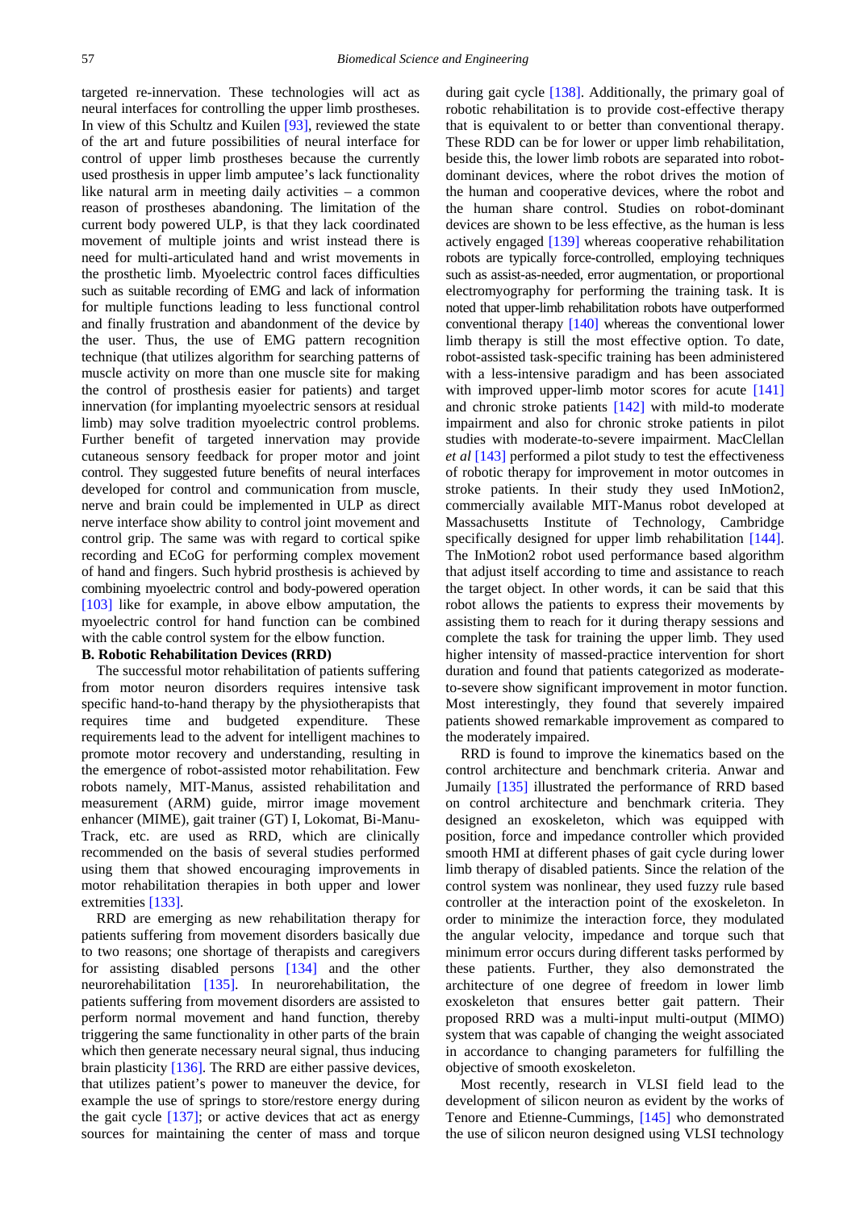targeted re-innervation. These technologies will act as neural interfaces for controlling the upper limb prostheses. In view of this Schultz and Kuilen [93], reviewed the state of the art and future possibilities of neural interface for control of upper limb prostheses because the currently used prosthesis in upper limb amputee's lack functionality like natural arm in meeting daily activities – a common reason of prostheses abandoning. The limitation of the current body powered ULP, is that they lack coordinated movement of multiple joints and wrist instead there is need for multi-articulated hand and wrist movements in the prosthetic limb. Myoelectric control faces difficulties such as suitable recording of EMG and lack of information for multiple functions leading to less functional control and finally frustration and abandonment of the device by the user. Thus, the use of EMG pattern recognition technique (that utilizes algorithm for searching patterns of muscle activity on more than one muscle site for making the control of prosthesis easier for patients) and target innervation (for implanting myoelectric sensors at residual limb) may solve tradition myoelectric control problems. Further benefit of targeted innervation may provide cutaneous sensory feedback for proper motor and joint control. They suggested future benefits of neural interfaces developed for control and communication from muscle, nerve and brain could be implemented in ULP as direct nerve interface show ability to control joint movement and control grip. The same was with regard to cortical spike recording and ECoG for performing complex movement of hand and fingers. Such hybrid prosthesis is achieved by combining myoelectric control and body-powered operation [103] like for example, in above elbow amputation, the myoelectric control for hand function can be combined with the cable control system for the elbow function.

**B. Robotic Rehabilitation Devices (RRD)**

The successful motor rehabilitation of patients suffering from motor neuron disorders requires intensive task specific hand-to-hand therapy by the physiotherapists that requires time and budgeted expenditure. These requirements lead to the advent for intelligent machines to promote motor recovery and understanding, resulting in the emergence of robot-assisted motor rehabilitation. Few robots namely, MIT-Manus, assisted rehabilitation and measurement (ARM) guide, mirror image movement enhancer (MIME), gait trainer (GT) I, Lokomat, Bi-Manu-Track, etc. are used as RRD, which are clinically recommended on the basis of several studies performed using them that showed encouraging improvements in motor rehabilitation therapies in both upper and lower extremities [133].

RRD are emerging as new rehabilitation therapy for patients suffering from movement disorders basically due to two reasons; one shortage of therapists and caregivers for assisting disabled persons [134] and the other neurorehabilitation [135]. In neurorehabilitation, the patients suffering from movement disorders are assisted to perform normal movement and hand function, thereby triggering the same functionality in other parts of the brain which then generate necessary neural signal, thus inducing brain plasticity [136]. The RRD are either passive devices, that utilizes patient's power to maneuver the device, for example the use of springs to store/restore energy during the gait cycle [137]; or active devices that act as energy sources for maintaining the center of mass and torque during gait cycle [138]. Additionally, the primary goal of robotic rehabilitation is to provide cost-effective therapy that is equivalent to or better than conventional therapy. These RDD can be for lower or upper limb rehabilitation, beside this, the lower limb robots are separated into robot-dominant devices, where the robot drives the motion of the human and cooperative devices, where the robot and the human share control. Studies on robot-dominant devices are shown to be less effective, as the human is less actively engaged [139] whereas cooperative rehabilitation robots are typically force-controlled, employing techniques such as assist-as-needed, error augmentation, or proportional electromyography for performing the training task. It is noted that upper-limb rehabilitation robots have outperformed conventional therapy [140] whereas the conventional lower limb therapy is still the most effective option. To date, robot-assisted task-specific training has been administered with a less-intensive paradigm and has been associated with improved upper-limb motor scores for acute [141] and chronic stroke patients [142] with mild-to moderate impairment and also for chronic stroke patients in pilot studies with moderate-to-severe impairment. MacClellan *et al* [143] performed a pilot study to test the effectiveness of robotic therapy for improvement in motor outcomes in stroke patients. In their study they used InMotion2, commercially available MIT-Manus robot developed at Massachusetts Institute of Technology, Cambridge specifically designed for upper limb rehabilitation [144]. The InMotion2 robot used performance based algorithm that adjust itself according to time and assistance to reach the target object. In other words, it can be said that this robot allows the patients to express their movements by assisting them to reach for it during therapy sessions and complete the task for training the upper limb. They used higher intensity of massed-practice intervention for short duration and found that patients categorized as moderate-to-severe show significant improvement in motor function. Most interestingly, they found that severely impaired patients showed remarkable improvement as compared to the moderately impaired.

RRD is found to improve the kinematics based on the control architecture and benchmark criteria. Anwar and Jumaily [135] illustrated the performance of RRD based on control architecture and benchmark criteria. They designed an exoskeleton, which was equipped with position, force and impedance controller which provided smooth HMI at different phases of gait cycle during lower limb therapy of disabled patients. Since the relation of the control system was nonlinear, they used fuzzy rule based controller at the interaction point of the exoskeleton. In order to minimize the interaction force, they modulated the angular velocity, impedance and torque such that minimum error occurs during different tasks performed by these patients. Further, they also demonstrated the architecture of one degree of freedom in lower limb exoskeleton that ensures better gait pattern. Their proposed RRD was a multi-input multi-output (MIMO) system that was capable of changing the weight associated in accordance to changing parameters for fulfilling the objective of smooth exoskeleton.

Most recently, research in VLSI field lead to the development of silicon neuron as evident by the works of Tenore and Etienne-Cummings, [145] who demonstrated the use of silicon neuron designed using VLSI technology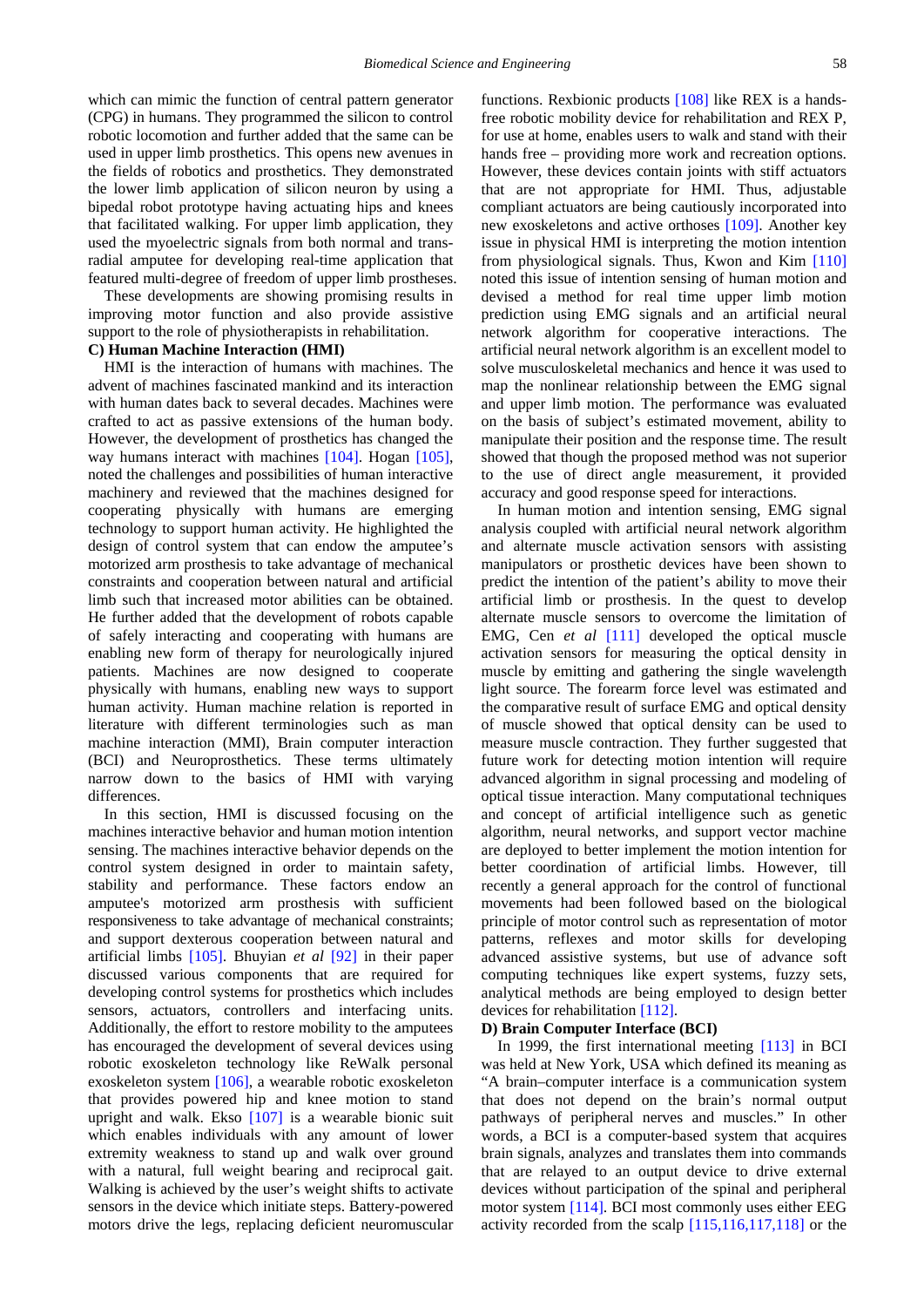which can mimic the function of central pattern generator (CPG) in humans. They programmed the silicon to control robotic locomotion and further added that the same can be used in upper limb prosthetics. This opens new avenues in the fields of robotics and prosthetics. They demonstrated the lower limb application of silicon neuron by using a bipedal robot prototype having actuating hips and knees that facilitated walking. For upper limb application, they used the myoelectric signals from both normal and trans-radial amputee for developing real-time application that featured multi-degree of freedom of upper limb prostheses.

These developments are showing promising results in improving motor function and also provide assistive support to the role of physiotherapists in rehabilitation.

**C) Human Machine Interaction (HMI)**

HMI is the interaction of humans with machines. The advent of machines fascinated mankind and its interaction with human dates back to several decades. Machines were crafted to act as passive extensions of the human body. However, the development of prosthetics has changed the way humans interact with machines [104]. Hogan [105], noted the challenges and possibilities of human interactive machinery and reviewed that the machines designed for cooperating physically with humans are emerging technology to support human activity. He highlighted the design of control system that can endow the amputee's motorized arm prosthesis to take advantage of mechanical constraints and cooperation between natural and artificial limb such that increased motor abilities can be obtained. He further added that the development of robots capable of safely interacting and cooperating with humans are enabling new form of therapy for neurologically injured patients. Machines are now designed to cooperate physically with humans, enabling new ways to support human activity. Human machine relation is reported in literature with different terminologies such as man machine interaction (MMI), Brain computer interaction (BCI) and Neuroprosthetics. These terms ultimately narrow down to the basics of HMI with varying differences.

In this section, HMI is discussed focusing on the machines interactive behavior and human motion intention sensing. The machines interactive behavior depends on the control system designed in order to maintain safety, stability and performance. These factors endow an amputee's motorized arm prosthesis with sufficient responsiveness to take advantage of mechanical constraints; and support dexterous cooperation between natural and artificial limbs [105]. Bhuyian *et al* [92] in their paper discussed various components that are required for developing control systems for prosthetics which includes sensors, actuators, controllers and interfacing units. Additionally, the effort to restore mobility to the amputees has encouraged the development of several devices using robotic exoskeleton technology like ReWalk personal exoskeleton system [106], a wearable robotic exoskeleton that provides powered hip and knee motion to stand upright and walk. Ekso [107] is a wearable bionic suit which enables individuals with any amount of lower extremity weakness to stand up and walk over ground with a natural, full weight bearing and reciprocal gait. Walking is achieved by the user's weight shifts to activate sensors in the device which initiate steps. Battery-powered motors drive the legs, replacing deficient neuromuscular functions. Rexbionic products [108] like REX is a hands-free robotic mobility device for rehabilitation and REX P, for use at home, enables users to walk and stand with their hands free – providing more work and recreation options. However, these devices contain joints with stiff actuators that are not appropriate for HMI. Thus, adjustable compliant actuators are being cautiously incorporated into new exoskeletons and active orthoses [109]. Another key issue in physical HMI is interpreting the motion intention from physiological signals. Thus, Kwon and Kim [110] noted this issue of intention sensing of human motion and devised a method for real time upper limb motion prediction using EMG signals and an artificial neural network algorithm for cooperative interactions. The artificial neural network algorithm is an excellent model to solve musculoskeletal mechanics and hence it was used to map the nonlinear relationship between the EMG signal and upper limb motion. The performance was evaluated on the basis of subject's estimated movement, ability to manipulate their position and the response time. The result showed that though the proposed method was not superior to the use of direct angle measurement, it provided accuracy and good response speed for interactions.

In human motion and intention sensing, EMG signal analysis coupled with artificial neural network algorithm and alternate muscle activation sensors with assisting manipulators or prosthetic devices have been shown to predict the intention of the patient's ability to move their artificial limb or prosthesis. In the quest to develop alternate muscle sensors to overcome the limitation of EMG, Cen *et al* [111] developed the optical muscle activation sensors for measuring the optical density in muscle by emitting and gathering the single wavelength light source. The forearm force level was estimated and the comparative result of surface EMG and optical density of muscle showed that optical density can be used to measure muscle contraction. They further suggested that future work for detecting motion intention will require advanced algorithm in signal processing and modeling of optical tissue interaction. Many computational techniques and concept of artificial intelligence such as genetic algorithm, neural networks, and support vector machine are deployed to better implement the motion intention for better coordination of artificial limbs. However, till recently a general approach for the control of functional movements had been followed based on the biological principle of motor control such as representation of motor patterns, reflexes and motor skills for developing advanced assistive systems, but use of advance soft computing techniques like expert systems, fuzzy sets, analytical methods are being employed to design better devices for rehabilitation [112].

**D) Brain Computer Interface (BCI)**

In 1999, the first international meeting [113] in BCI was held at New York, USA which defined its meaning as "A brain–computer interface is a communication system that does not depend on the brain's normal output pathways of peripheral nerves and muscles." In other words, a BCI is a computer-based system that acquires brain signals, analyzes and translates them into commands that are relayed to an output device to drive external devices without participation of the spinal and peripheral motor system [114]. BCI most commonly uses either EEG activity recorded from the scalp [115,116,117,118] or the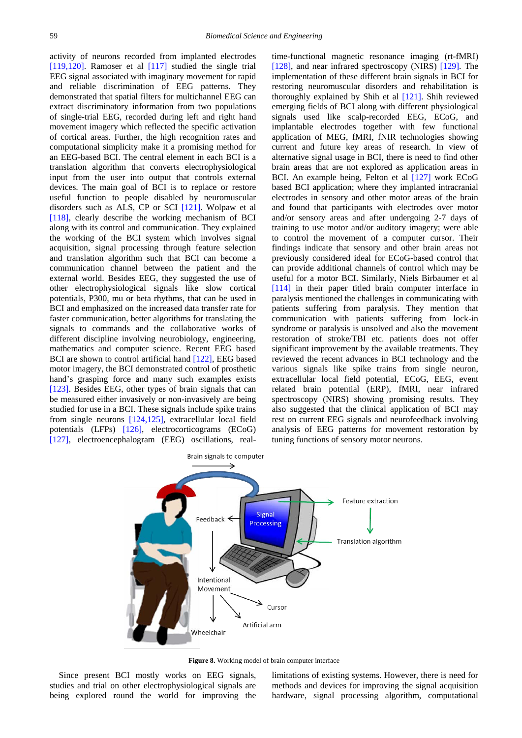activity of neurons recorded from implanted electrodes [119,120]. Ramoser et al [117] studied the single trial EEG signal associated with imaginary movement for rapid and reliable discrimination of EEG patterns. They demonstrated that spatial filters for multichannel EEG can extract discriminatory information from two populations of single-trial EEG, recorded during left and right hand movement imagery which reflected the specific activation of cortical areas. Further, the high recognition rates and computational simplicity make it a promising method for an EEG-based BCI. The central element in each BCI is a translation algorithm that converts electrophysiological input from the user into output that controls external devices. The main goal of BCI is to replace or restore useful function to people disabled by neuromuscular disorders such as ALS, CP or SCI [121]. Wolpaw et al [118], clearly describe the working mechanism of BCI along with its control and communication. They explained the working of the BCI system which involves signal acquisition, signal processing through feature selection and translation algorithm such that BCI can become a communication channel between the patient and the external world. Besides EEG, they suggested the use of other electrophysiological signals like slow cortical potentials, P300, mu or beta rhythms, that can be used in BCI and emphasized on the increased data transfer rate for faster communication, better algorithms for translating the signals to commands and the collaborative works of different discipline involving neurobiology, engineering, mathematics and computer science. Recent EEG based BCI are shown to control artificial hand [122], EEG based motor imagery, the BCI demonstrated control of prosthetic hand's grasping force and many such examples exists [123]. Besides EEG, other types of brain signals that can be measured either invasively or non-invasively are being studied for use in a BCI. These signals include spike trains from single neurons [124,125], extracellular local field potentials (LFPs) [126], electrocorticograms (ECoG) [127], electroencephalogram (EEG) oscillations, real-time-functional magnetic resonance imaging (rt-fMRI) [128], and near infrared spectroscopy (NIRS) [129]. The implementation of these different brain signals in BCI for restoring neuromuscular disorders and rehabilitation is thoroughly explained by Shih et al [121]. Shih reviewed emerging fields of BCI along with different physiological signals used like scalp-recorded EEG, ECoG, and implantable electrodes together with few functional application of MEG, fMRI, fNIR technologies showing current and future key areas of research. In view of alternative signal usage in BCI, there is need to find other brain areas that are not explored as application areas in BCI. An example being, Felton et al [127] work ECoG based BCI application; where they implanted intracranial electrodes in sensory and other motor areas of the brain and found that participants with electrodes over motor and/or sensory areas and after undergoing 2-7 days of training to use motor and/or auditory imagery; were able to control the movement of a computer cursor. Their findings indicate that sensory and other brain areas not previously considered ideal for ECoG-based control that can provide additional channels of control which may be useful for a motor BCI. Similarly, Niels Birbaumer et al [114] in their paper titled brain computer interface in paralysis mentioned the challenges in communicating with patients suffering from paralysis. They mention that communication with patients suffering from lock-in syndrome or paralysis is unsolved and also the movement restoration of stroke/TBI etc. patients does not offer significant improvement by the available treatments. They reviewed the recent advances in BCI technology and the various signals like spike trains from single neuron, extracellular local field potential, ECoG, EEG, event related brain potential (ERP), fMRI, near infrared spectroscopy (NIRS) showing promising results. They also suggested that the clinical application of BCI may rest on current EEG signals and neurofeedback involving analysis of EEG patterns for movement restoration by tuning functions of sensory motor neurons.

**Figure 8.** Working model of brain computer interface

Since present BCI mostly works on EEG signals, studies and trial on other electrophysiological signals are being explored round the world for improving the limitations of existing systems. However, there is need for methods and devices for improving the signal acquisition hardware, signal processing algorithm, computational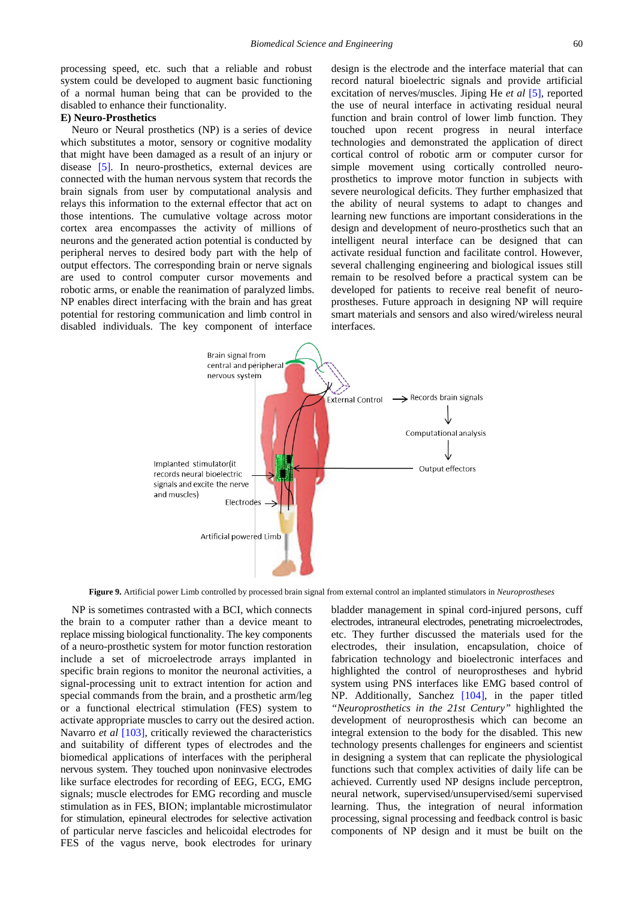processing speed, etc. such that a reliable and robust system could be developed to augment basic functioning of a normal human being that can be provided to the disabled to enhance their functionality.

**E) Neuro-Prosthetics**

Neuro or Neural prosthetics (NP) is a series of device which substitutes a motor, sensory or cognitive modality that might have been damaged as a result of an injury or disease [5]. In neuro-prosthetics, external devices are connected with the human nervous system that records the brain signals from user by computational analysis and relays this information to the external effector that act on those intentions. The cumulative voltage across motor cortex area encompasses the activity of millions of neurons and the generated action potential is conducted by peripheral nerves to desired body part with the help of output effectors. The corresponding brain or nerve signals are used to control computer cursor movements and robotic arms, or enable the reanimation of paralyzed limbs. NP enables direct interfacing with the brain and has great potential for restoring communication and limb control in disabled individuals. The key component of interface design is the electrode and the interface material that can record natural bioelectric signals and provide artificial excitation of nerves/muscles. Jiping He *et al* [5], reported the use of neural interface in activating residual neural function and brain control of lower limb function. They touched upon recent progress in neural interface technologies and demonstrated the application of direct cortical control of robotic arm or computer cursor for simple movement using cortically controlled neuro-prosthetics to improve motor function in subjects with severe neurological deficits. They further emphasized that the ability of neural systems to adapt to changes and learning new functions are important considerations in the design and development of neuro-prosthetics such that an intelligent neural interface can be designed that can activate residual function and facilitate control. However, several challenging engineering and biological issues still remain to be resolved before a practical system can be developed for patients to receive real benefit of neuro-prostheses. Future approach in designing NP will require smart materials and sensors and also wired/wireless neural interfaces.

**Figure 9.** Artificial power Limb controlled by processed brain signal from external control an implanted stimulators in *Neuroprostheses*

NP is sometimes contrasted with a BCI, which connects the brain to a computer rather than a device meant to replace missing biological functionality. The key components of a neuro-prosthetic system for motor function restoration include a set of microelectrode arrays implanted in specific brain regions to monitor the neuronal activities, a signal-processing unit to extract intention for action and special commands from the brain, and a prosthetic arm/leg or a functional electrical stimulation (FES) system to activate appropriate muscles to carry out the desired action. Navarro *et al* [103], critically reviewed the characteristics and suitability of different types of electrodes and the biomedical applications of interfaces with the peripheral nervous system. They touched upon noninvasive electrodes like surface electrodes for recording of EEG, ECG, EMG signals; muscle electrodes for EMG recording and muscle stimulation as in FES, BION; implantable microstimulator for stimulation, epineural electrodes for selective activation of particular nerve fascicles and helicoidal electrodes for FES of the vagus nerve, book electrodes for urinary bladder management in spinal cord-injured persons, cuff electrodes, intraneural electrodes, penetrating microelectrodes, etc. They further discussed the materials used for the electrodes, their insulation, encapsulation, choice of fabrication technology and bioelectronic interfaces and highlighted the control of neuroprostheses and hybrid system using PNS interfaces like EMG based control of NP. Additionally, Sanchez [104], in the paper titled *"Neuroprosthetics in the 21st Century"* highlighted the development of neuroprosthesis which can become an integral extension to the body for the disabled. This new technology presents challenges for engineers and scientist in designing a system that can replicate the physiological functions such that complex activities of daily life can be achieved. Currently used NP designs include perceptron, neural network, supervised/unsupervised/semi supervised learning. Thus, the integration of neural information processing, signal processing and feedback control is basic components of NP design and it must be built on the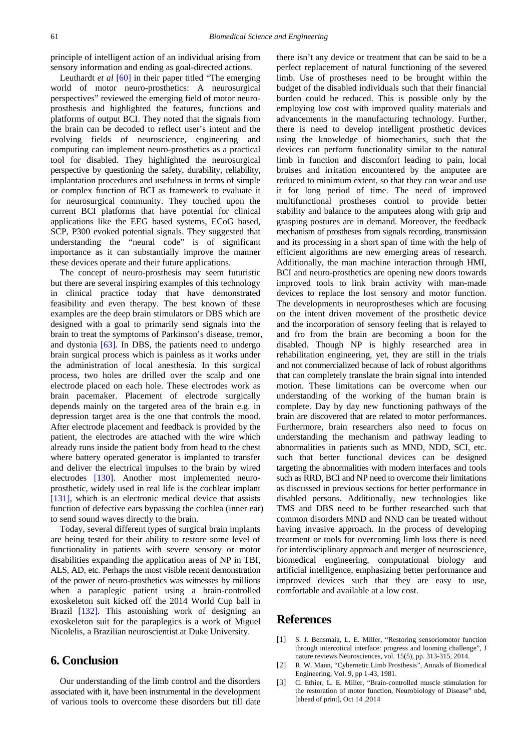principle of intelligent action of an individual arising from sensory information and ending as goal-directed actions.

Leuthardt *et al* [60] in their paper titled "The emerging world of motor neuro-prosthetics: A neurosurgical perspectives" reviewed the emerging field of motor neuro-prosthesis and highlighted the features, functions and platforms of output BCI. They noted that the signals from the brain can be decoded to reflect user's intent and the evolving fields of neuroscience, engineering and computing can implement neuro-prosthetics as a practical tool for disabled. They highlighted the neurosurgical perspective by questioning the safety, durability, reliability, implantation procedures and usefulness in terms of simple or complex function of BCI as framework to evaluate it for neurosurgical community. They touched upon the current BCI platforms that have potential for clinical applications like the EEG based systems, ECoG based, SCP, P300 evoked potential signals. They suggested that understanding the "neural code" is of significant importance as it can substantially improve the manner these devices operate and their future applications.

The concept of neuro-prosthesis may seem futuristic but there are several inspiring examples of this technology in clinical practice today that have demonstrated feasibility and even therapy. The best known of these examples are the deep brain stimulators or DBS which are designed with a goal to primarily send signals into the brain to treat the symptoms of Parkinson's disease, tremor, and dystonia [63]. In DBS, the patients need to undergo brain surgical process which is painless as it works under the administration of local anesthesia. In this surgical process, two holes are drilled over the scalp and one electrode placed on each hole. These electrodes work as brain pacemaker. Placement of electrode surgically depends mainly on the targeted area of the brain e.g. in depression target area is the one that controls the mood. After electrode placement and feedback is provided by the patient, the electrodes are attached with the wire which already runs inside the patient body from head to the chest where battery operated generator is implanted to transfer and deliver the electrical impulses to the brain by wired electrodes [130]. Another most implemented neuro-prosthetic, widely used in real life is the cochlear implant [131], which is an electronic medical device that assists function of defective ears bypassing the cochlea (inner ear) to send sound waves directly to the brain.

Today, several different types of surgical brain implants are being tested for their ability to restore some level of functionality in patients with severe sensory or motor disabilities expanding the application areas of NP in TBI, ALS, AD, etc. Perhaps the most visible recent demonstration of the power of neuro-prosthetics was witnesses by millions when a paraplegic patient using a brain-controlled exoskeleton suit kicked off the 2014 World Cup ball in Brazil [132]. This astonishing work of designing an exoskeleton suit for the paraplegics is a work of Miguel Nicolelis, a Brazilian neuroscientist at Duke University.

## 6. Conclusion

Our understanding of the limb control and the disorders associated with it, have been instrumental in the development of various tools to overcome these disorders but till date there isn't any device or treatment that can be said to be a perfect replacement of natural functioning of the severed limb. Use of prostheses need to be brought within the budget of the disabled individuals such that their financial burden could be reduced. This is possible only by the employing low cost with improved quality materials and advancements in the manufacturing technology. Further, there is need to develop intelligent prosthetic devices using the knowledge of biomechanics, such that the devices can perform functionality similar to the natural limb in function and discomfort leading to pain, local bruises and irritation encountered by the amputee are reduced to minimum extent, so that they can wear and use it for long period of time. The need of improved multifunctional prostheses control to provide better stability and balance to the amputees along with grip and grasping postures are in demand. Moreover, the feedback mechanism of prostheses from signals recording, transmission and its processing in a short span of time with the help of efficient algorithms are new emerging areas of research. Additionally, the man machine interaction through HMI, BCI and neuro-prosthetics are opening new doors towards improved tools to link brain activity with man-made devices to replace the lost sensory and motor function. The developments in neuroprostheses which are focusing on the intent driven movement of the prosthetic device and the incorporation of sensory feeling that is relayed to and fro from the brain are becoming a boon for the disabled. Though NP is highly researched area in rehabilitation engineering, yet, they are still in the trials and not commercialized because of lack of robust algorithms that can completely translate the brain signal into intended motion. These limitations can be overcome when our understanding of the working of the human brain is complete. Day by day new functioning pathways of the brain are discovered that are related to motor performances. Furthermore, brain researchers also need to focus on understanding the mechanism and pathway leading to abnormalities in patients such as MND, NDD, SCI, etc. such that better functional devices can be designed targeting the abnormalities with modern interfaces and tools such as RRD, BCI and NP need to overcome their limitations as discussed in previous sections for better performance in disabled persons. Additionally, new technologies like TMS and DBS need to be further researched such that common disorders MND and NND can be treated without having invasive approach. In the process of developing treatment or tools for overcoming limb loss there is need for interdisciplinary approach and merger of neuroscience, biomedical engineering, computational biology and artificial intelligence, emphasizing better performance and improved devices such that they are easy to use, comfortable and available at a low cost.

## References

[1] S. J. Bensmaia, L. E. Miller, "Restoring sensoriomotor function through intercotical interface: progress and looming challenge", J nature reviews Neurosciences, vol. 15(5), pp. 313-315, 2014.

[2] R. W. Mann, "Cybernetic Limb Prosthesis", Annals of Biomedical Engineering, Vol. 9, pp 1-43, 1981.

[3] C. Ethier, L. E. Miller, "Brain-controlled muscle stimulation for the restoration of motor function, Neurobiology of Disease" nbd, [ahead of print], Oct 14 ,2014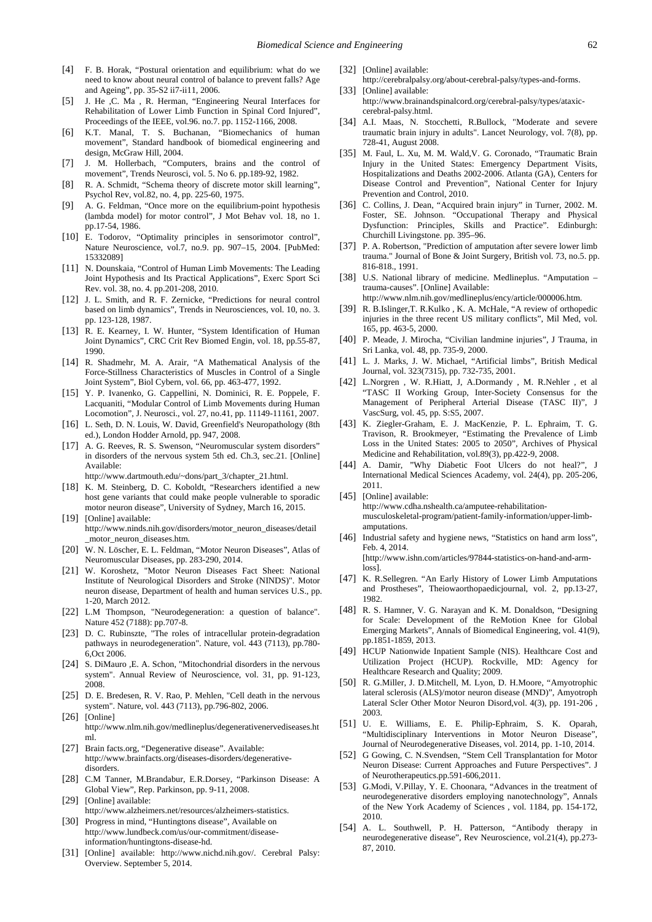[4] F. B. Horak, "Postural orientation and equilibrium: what do we need to know about neural control of balance to prevent falls? Age and Ageing", pp. 35-S2 ii7-ii11, 2006.

[5] J. He ,C. Ma , R. Herman, "Engineering Neural Interfaces for Rehabilitation of Lower Limb Function in Spinal Cord Injured", Proceedings of the IEEE, vol.96. no.7. pp. 1152-1166, 2008.

[6] K.T. Manal, T. S. Buchanan, "Biomechanics of human movement", Standard handbook of biomedical engineering and design, McGraw Hill, 2004.

[7] J. M. Hollerbach, "Computers, brains and the control of movement", Trends Neurosci, vol. 5. No 6. pp.189-92, 1982.

[8] R. A. Schmidt, "Schema theory of discrete motor skill learning", Psychol Rev, vol.82, no. 4, pp. 225-60, 1975.

[9] A. G. Feldman, "Once more on the equilibrium-point hypothesis (lambda model) for motor control", J Mot Behav vol. 18, no 1. pp.17-54, 1986.

[10] E. Todorov, "Optimality principles in sensorimotor control", Nature Neuroscience, vol.7, no.9. pp. 907–15, 2004. [PubMed: 15332089]

[11] N. Dounskaia, "Control of Human Limb Movements: The Leading Joint Hypothesis and Its Practical Applications", Exerc Sport Sci Rev. vol. 38, no. 4. pp.201-208, 2010.

[12] J. L. Smith, and R. F. Zernicke, "Predictions for neural control based on limb dynamics", Trends in Neurosciences, vol. 10, no. 3. pp. 123-128, 1987.

[13] R. E. Kearney, I. W. Hunter, "System Identification of Human Joint Dynamics", CRC Crit Rev Biomed Engin, vol. 18, pp.55-87, 1990.

[14] R. Shadmehr, M. A. Arair, "A Mathematical Analysis of the Force-Stillness Characteristics of Muscles in Control of a Single Joint System", Biol Cybern, vol. 66, pp. 463-477, 1992.

[15] Y. P. Ivanenko, G. Cappellini, N. Dominici, R. E. Poppele, F. Lacquaniti, "Modular Control of Limb Movements during Human Locomotion", J. Neurosci., vol. 27, no.41, pp. 11149-11161, 2007.

[16] L. Seth, D. N. Louis, W. David, Greenfield's Neuropathology (8th ed.), London Hodder Arnold, pp. 947, 2008.

[17] A. G. Reeves, R. S. Swenson, "Neuromuscular system disorders" in disorders of the nervous system 5th ed. Ch.3, sec.21. [Online] Available: http://www.dartmouth.edu/~dons/part_3/chapter_21.html.

[18] K. M. Steinberg, D. C. Koboldt, "Researchers identified a new host gene variants that could make people vulnerable to sporadic motor neuron disease", University of Sydney, March 16, 2015.

[19] [Online] available: http://www.ninds.nih.gov/disorders/motor_neuron_diseases/detail_motor_neuron_diseases.htm.

[20] W. N. Löscher, E. L. Feldman, "Motor Neuron Diseases", Atlas of Neuromuscular Diseases, pp. 283-290, 2014.

[21] W. Koroshetz, "Motor Neuron Diseases Fact Sheet: National Institute of Neurological Disorders and Stroke (NINDS)". Motor neuron disease, Department of health and human services U.S., pp. 1-20, March 2012.

[22] L.M Thompson, "Neurodegeneration: a question of balance". Nature 452 (7188): pp.707-8.

[23] D. C. Rubinszte, "The roles of intracellular protein-degradation pathways in neurodegeneration". Nature, vol. 443 (7113), pp.780-6,Oct 2006.

[24] S. DiMauro ,E. A. Schon, "Mitochondrial disorders in the nervous system". Annual Review of Neuroscience, vol. 31, pp. 91-123, 2008.

[25] D. E. Bredesen, R. V. Rao, P. Mehlen, "Cell death in the nervous system". Nature, vol. 443 (7113), pp.796-802, 2006.

[26] [Online] http://www.nlm.nih.gov/medlineplus/degenerativenervediseases.html.

[27] Brain facts.org, "Degenerative disease". Available: http://www.brainfacts.org/diseases-disorders/degenerative-disorders.

[28] C.M Tanner, M.Brandabur, E.R.Dorsey, "Parkinson Disease: A Global View", Rep. Parkinson, pp. 9-11, 2008.

[29] [Online] available: http://www.alzheimers.net/resources/alzheimers-statistics.

[30] Progress in mind, "Huntingtons disease", Available on http://www.lundbeck.com/us/our-commitment/disease-information/huntingtons-disease-hd.

[31] [Online] available: http://www.nichd.nih.gov/. Cerebral Palsy: Overview. September 5, 2014.

[32] [Online] available: http://cerebralpalsy.org/about-cerebral-palsy/types-and-forms.

[33] [Online] available: http://www.brainandspinalcord.org/cerebral-palsy/types/ataxic-cerebral-palsy.html.

[34] A.I. Maas, N. Stocchetti, R.Bullock, "Moderate and severe traumatic brain injury in adults". Lancet Neurology, vol. 7(8), pp. 728-41, August 2008.

[35] M. Faul, L. Xu, M. M. Wald,V. G. Coronado, "Traumatic Brain Injury in the United States: Emergency Department Visits, Hospitalizations and Deaths 2002-2006. Atlanta (GA), Centers for Disease Control and Prevention", National Center for Injury Prevention and Control, 2010.

[36] C. Collins, J. Dean, "Acquired brain injury" in Turner, 2002. M. Foster, SE. Johnson. "Occupational Therapy and Physical Dysfunction: Principles, Skills and Practice". Edinburgh: Churchill Livingstone. pp. 395–96.

[37] P. A. Robertson, "Prediction of amputation after severe lower limb trauma." Journal of Bone & Joint Surgery, British vol. 73, no.5. pp. 816-818., 1991.

[38] U.S. National library of medicine. Medlineplus. "Amputation – trauma-causes". [Online] Available: http://www.nlm.nih.gov/medlineplus/ency/article/000006.htm.

[39] R. B.Islinger,T. R.Kulko , K. A. McHale, "A review of orthopedic injuries in the three recent US military conflicts", Mil Med, vol. 165, pp. 463-5, 2000.

[40] P. Meade, J. Mirocha, "Civilian landmine injuries", J Trauma, in Sri Lanka, vol. 48, pp. 735-9, 2000.

[41] L. J. Marks, J. W. Michael, "Artificial limbs", British Medical Journal, vol. 323(7315), pp. 732-735, 2001.

[42] L.Norgren , W. R.Hiatt, J, A.Dormandy , M. R.Nehler , et al "TASC II Working Group, Inter-Society Consensus for the Management of Peripheral Arterial Disease (TASC II)", J VascSurg, vol. 45, pp. S:S5, 2007.

[43] K. Ziegler-Graham, E. J. MacKenzie, P. L. Ephraim, T. G. Travison, R. Brookmeyer, "Estimating the Prevalence of Limb Loss in the United States: 2005 to 2050", Archives of Physical Medicine and Rehabilitation, vol.89(3), pp.422-9, 2008.

[44] A. Damir, "Why Diabetic Foot Ulcers do not heal?", J International Medical Sciences Academy, vol. 24(4), pp. 205-206, 2011.

[45] [Online] available: http://www.cdha.nshealth.ca/amputee-rehabilitation-musculoskeletal-program/patient-family-information/upper-limb-amputations.

[46] Industrial safety and hygiene news, "Statistics on hand arm loss", Feb. 4, 2014. [http://www.ishn.com/articles/97844-statistics-on-hand-and-arm-loss].

[47] K. R.Sellegren. "An Early History of Lower Limb Amputations and Prostheses", Theiowaorthopaedicjournal, vol. 2, pp.13-27, 1982.

[48] R. S. Hamner, V. G. Narayan and K. M. Donaldson, "Designing for Scale: Development of the ReMotion Knee for Global Emerging Markets", Annals of Biomedical Engineering, vol. 41(9), pp.1851-1859, 2013.

[49] HCUP Nationwide Inpatient Sample (NIS). Healthcare Cost and Utilization Project (HCUP). Rockville, MD: Agency for Healthcare Research and Quality; 2009.

[50] R. G.Miller, J. D.Mitchell, M. Lyon, D. H.Moore, "Amyotrophic lateral sclerosis (ALS)/motor neuron disease (MND)", Amyotroph Lateral Scler Other Motor Neuron Disord,vol. 4(3), pp. 191-206 , 2003.

[51] U. E. Williams, E. E. Philip-Ephraim, S. K. Oparah, "Multidisciplinary Interventions in Motor Neuron Disease", Journal of Neurodegenerative Diseases, vol. 2014, pp. 1-10, 2014.

[52] G Gowing, C. N.Svendsen, "Stem Cell Transplantation for Motor Neuron Disease: Current Approaches and Future Perspectives". J of Neurotherapeutics.pp.591-606,2011.

[53] G.Modi, V.Pillay, Y. E. Choonara, "Advances in the treatment of neurodegenerative disorders employing nanotechnology", Annals of the New York Academy of Sciences , vol. 1184, pp. 154-172, 2010.

[54] A. L. Southwell, P. H. Patterson, "Antibody therapy in neurodegenerative disease", Rev Neuroscience, vol.21(4), pp.273-87, 2010.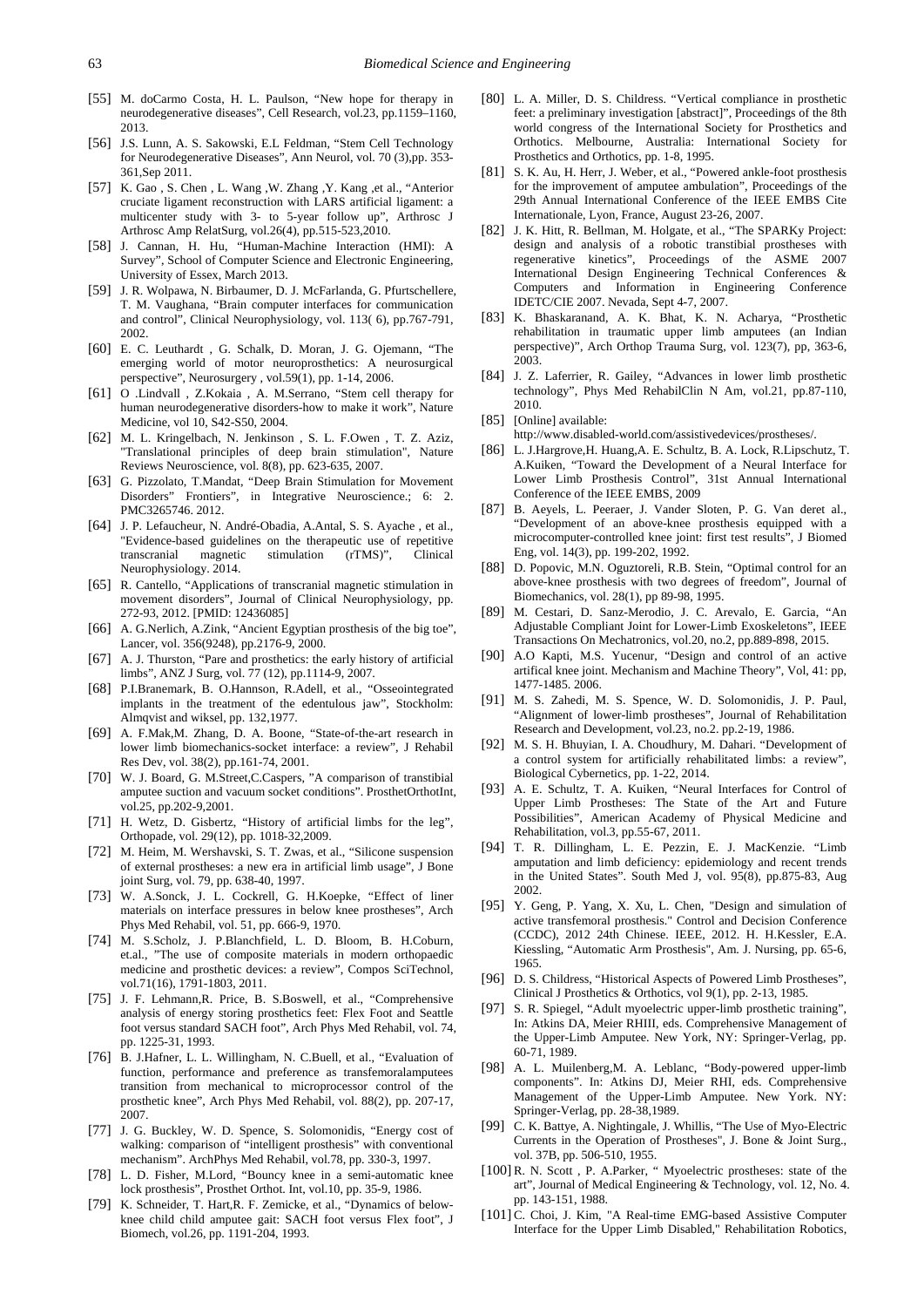[55] M. doCarmo Costa, H. L. Paulson, "New hope for therapy in neurodegenerative diseases", Cell Research, vol.23, pp.1159–1160, 2013.

[56] J.S. Lunn, A. S. Sakowski, E.L Feldman, "Stem Cell Technology for Neurodegenerative Diseases", Ann Neurol, vol. 70 (3),pp. 353-361,Sep 2011.

[57] K. Gao , S. Chen , L. Wang ,W. Zhang ,Y. Kang ,et al., "Anterior cruciate ligament reconstruction with LARS artificial ligament: a multicenter study with 3- to 5-year follow up", Arthrosc J Arthrosc Amp RelatSurg, vol.26(4), pp.515-523,2010.

[58] J. Cannan, H. Hu, "Human-Machine Interaction (HMI): A Survey", School of Computer Science and Electronic Engineering, University of Essex, March 2013.

[59] J. R. Wolpawa, N. Birbaumer, D. J. McFarlanda, G. Pfurtschellere, T. M. Vaughana, "Brain computer interfaces for communication and control", Clinical Neurophysiology, vol. 113( 6), pp.767-791, 2002.

[60] E. C. Leuthardt , G. Schalk, D. Moran, J. G. Ojemann, "The emerging world of motor neuroprosthetics: A neurosurgical perspective", Neurosurgery , vol.59(1), pp. 1-14, 2006.

[61] O .Lindvall , Z.Kokaia , A. M.Serrano, "Stem cell therapy for human neurodegenerative disorders-how to make it work", Nature Medicine, vol 10, S42-S50, 2004.

[62] M. L. Kringelbach, N. Jenkinson , S. L. F.Owen , T. Z. Aziz, "Translational principles of deep brain stimulation", Nature Reviews Neuroscience, vol. 8(8), pp. 623-635, 2007.

[63] G. Pizzolato, T.Mandat, "Deep Brain Stimulation for Movement Disorders" Frontiers", in Integrative Neuroscience.; 6: 2. PMC3265746. 2012.

[64] J. P. Lefaucheur, N. André-Obadia, A.Antal, S. S. Ayache , et al., "Evidence-based guidelines on the therapeutic use of repetitive transcranial magnetic stimulation (rTMS)", Clinical Neurophysiology. 2014.

[65] R. Cantello, "Applications of transcranial magnetic stimulation in movement disorders", Journal of Clinical Neurophysiology, pp. 272-93, 2012. [PMID: 12436085]

[66] A. G.Nerlich, A.Zink, "Ancient Egyptian prosthesis of the big toe", Lancer, vol. 356(9248), pp.2176-9, 2000.

[67] A. J. Thurston, "Pare and prosthetics: the early history of artificial limbs", ANZ J Surg, vol. 77 (12), pp.1114-9, 2007.

[68] P.I.Branemark, B. O.Hannson, R.Adell, et al., "Osseointegrated implants in the treatment of the edentulous jaw", Stockholm: Almqvist and wiksel, pp. 132,1977.

[69] A. F.Mak,M. Zhang, D. A. Boone, "State-of-the-art research in lower limb biomechanics-socket interface: a review", J Rehabil Res Dev, vol. 38(2), pp.161-74, 2001.

[70] W. J. Board, G. M.Street,C.Caspers, "A comparison of transtibial amputee suction and vacuum socket conditions". ProsthetOrthotInt, vol.25, pp.202-9,2001.

[71] H. Wetz, D. Gisbertz, "History of artificial limbs for the leg", Orthopade, vol. 29(12), pp. 1018-32,2009.

[72] M. Heim, M. Wershavski, S. T. Zwas, et al., "Silicone suspension of external prostheses: a new era in artificial limb usage", J Bone joint Surg, vol. 79, pp. 638-40, 1997.

[73] W. A.Sonck, J. L. Cockrell, G. H.Koepke, "Effect of liner materials on interface pressures in below knee prostheses", Arch Phys Med Rehabil, vol. 51, pp. 666-9, 1970.

[74] M. S.Scholz, J. P.Blanchfield, L. D. Bloom, B. H.Coburn, et.al., "The use of composite materials in modern orthopaedic medicine and prosthetic devices: a review", Compos SciTechnol, vol.71(16), 1791-1803, 2011.

[75] J. F. Lehmann,R. Price, B. S.Boswell, et al., "Comprehensive analysis of energy storing prosthetics feet: Flex Foot and Seattle foot versus standard SACH foot", Arch Phys Med Rehabil, vol. 74, pp. 1225-31, 1993.

[76] B. J.Hafner, L. L. Willingham, N. C.Buell, et al., "Evaluation of function, performance and preference as transfemoralamputees transition from mechanical to microprocessor control of the prosthetic knee", Arch Phys Med Rehabil, vol. 88(2), pp. 207-17, 2007.

[77] J. G. Buckley, W. D. Spence, S. Solomonidis, "Energy cost of walking: comparison of "intelligent prosthesis" with conventional mechanism". ArchPhys Med Rehabil, vol.78, pp. 330-3, 1997.

[78] L. D. Fisher, M.Lord, "Bouncy knee in a semi-automatic knee lock prosthesis", Prosthet Orthot. Int, vol.10, pp. 35-9, 1986.

[79] K. Schneider, T. Hart,R. F. Zemicke, et al., "Dynamics of below-knee child child amputee gait: SACH foot versus Flex foot", J Biomech, vol.26, pp. 1191-204, 1993.

[80] L. A. Miller, D. S. Childress. "Vertical compliance in prosthetic feet: a preliminary investigation [abstract]", Proceedings of the 8th world congress of the International Society for Prosthetics and Orthotics. Melbourne, Australia: International Society for Prosthetics and Orthotics, pp. 1-8, 1995.

[81] S. K. Au, H. Herr, J. Weber, et al., "Powered ankle-foot prosthesis for the improvement of amputee ambulation", Proceedings of the 29th Annual International Conference of the IEEE EMBS Cite Internationale, Lyon, France, August 23-26, 2007.

[82] J. K. Hitt, R. Bellman, M. Holgate, et al., "The SPARKy Project: design and analysis of a robotic transtibial prostheses with regenerative kinetics", Proceedings of the ASME 2007 International Design Engineering Technical Conferences & Computers and Information in Engineering Conference IDETC/CIE 2007. Nevada, Sept 4-7, 2007.

[83] K. Bhaskaranand, A. K. Bhat, K. N. Acharya, "Prosthetic rehabilitation in traumatic upper limb amputees (an Indian perspective)", Arch Orthop Trauma Surg, vol. 123(7), pp, 363-6, 2003.

[84] J. Z. Laferrier, R. Gailey, "Advances in lower limb prosthetic technology", Phys Med RehabilClin N Am, vol.21, pp.87-110, 2010.

[85] [Online] available: http://www.disabled-world.com/assistivedevices/prostheses/.

[86] L. J.Hargrove,H. Huang,A. E. Schultz, B. A. Lock, R.Lipschutz, T. A.Kuiken, "Toward the Development of a Neural Interface for Lower Limb Prosthesis Control", 31st Annual International Conference of the IEEE EMBS, 2009

[87] B. Aeyels, L. Peeraer, J. Vander Sloten, P. G. Van deret al., "Development of an above-knee prosthesis equipped with a microcomputer-controlled knee joint: first test results", J Biomed Eng, vol. 14(3), pp. 199-202, 1992.

[88] D. Popovic, M.N. Oguztoreli, R.B. Stein, "Optimal control for an above-knee prosthesis with two degrees of freedom", Journal of Biomechanics, vol. 28(1), pp 89-98, 1995.

[89] M. Cestari, D. Sanz-Merodio, J. C. Arevalo, E. Garcia, "An Adjustable Compliant Joint for Lower-Limb Exoskeletons", IEEE Transactions On Mechatronics, vol.20, no.2, pp.889-898, 2015.

[90] A.O Kapti, M.S. Yucenur, "Design and control of an active artifical knee joint. Mechanism and Machine Theory", Vol, 41: pp, 1477-1485. 2006.

[91] M. S. Zahedi, M. S. Spence, W. D. Solomonidis, J. P. Paul, "Alignment of lower-limb prostheses", Journal of Rehabilitation Research and Development, vol.23, no.2. pp.2-19, 1986.

[92] M. S. H. Bhuyian, I. A. Choudhury, M. Dahari. "Development of a control system for artificially rehabilitated limbs: a review", Biological Cybernetics, pp. 1-22, 2014.

[93] A. E. Schultz, T. A. Kuiken, "Neural Interfaces for Control of Upper Limb Prostheses: The State of the Art and Future Possibilities", American Academy of Physical Medicine and Rehabilitation, vol.3, pp.55-67, 2011.

[94] T. R. Dillingham, L. E. Pezzin, E. J. MacKenzie. "Limb amputation and limb deficiency: epidemiology and recent trends in the United States". South Med J, vol. 95(8), pp.875-83, Aug 2002.

[95] Y. Geng, P. Yang, X. Xu, L. Chen, "Design and simulation of active transfemoral prosthesis." Control and Decision Conference (CCDC), 2012 24th Chinese. IEEE, 2012. H. H.Kessler, E.A. Kiessling, "Automatic Arm Prosthesis", Am. J. Nursing, pp. 65-6, 1965.

[96] D. S. Childress, "Historical Aspects of Powered Limb Prostheses", Clinical J Prosthetics & Orthotics, vol 9(1), pp. 2-13, 1985.

[97] S. R. Spiegel, "Adult myoelectric upper-limb prosthetic training", In: Atkins DA, Meier RHIII, eds. Comprehensive Management of the Upper-Limb Amputee. New York, NY: Springer-Verlag, pp. 60-71, 1989.

[98] A. L. Muilenberg,M. A. Leblanc, "Body-powered upper-limb components". In: Atkins DJ, Meier RHI, eds. Comprehensive Management of the Upper-Limb Amputee. New York. NY: Springer-Verlag, pp. 28-38,1989.

[99] C. K. Battye, A. Nightingale, J. Whillis, "The Use of Myo-Electric Currents in the Operation of Prostheses", J. Bone & Joint Surg., vol. 37B, pp. 506-510, 1955.

[100] R. N. Scott , P. A.Parker, " Myoelectric prostheses: state of the art", Journal of Medical Engineering & Technology, vol. 12, No. 4. pp. 143-151, 1988.

[101] C. Choi, J. Kim, "A Real-time EMG-based Assistive Computer Interface for the Upper Limb Disabled," Rehabilitation Robotics,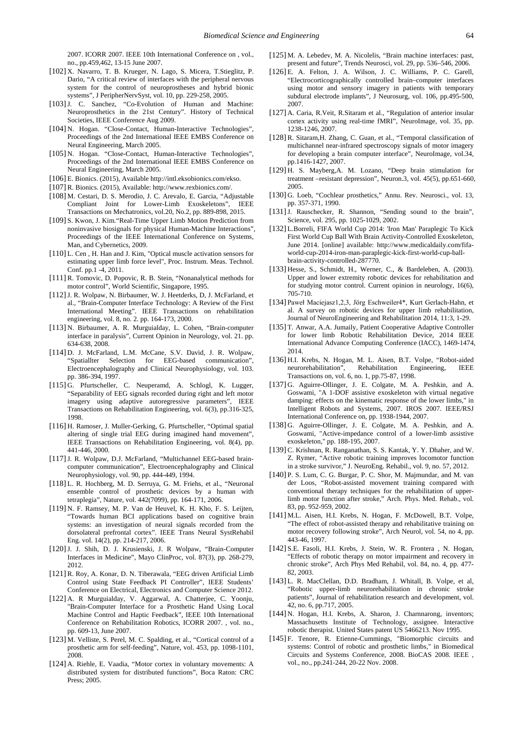2007. ICORR 2007. IEEE 10th International Conference on , vol., no., pp.459,462, 13-15 June 2007.

[102] X. Navarro, T. B. Krueger, N. Lago, S. Micera, T.Stieglitz, P. Dario, "A critical review of interfaces with the peripheral nervous system for the control of neuroprostheses and hybrid bionic systems", J PeripherNervSyst, vol. 10, pp. 229-258, 2005.

[103] J. C. Sanchez, "Co-Evolution of Human and Machine: Neuroprosthetics in the 21st Century". History of Technical Societies, IEEE Conference Aug 2009.

[104] N. Hogan. "Close-Contact, Human-Interactive Technologies", Proceedings of the 2nd International IEEE EMBS Conference on Neural Engineering, March 2005.

[105] N. Hogan. "Close-Contact, Human-Interactive Technologies", Proceedings of the 2nd International IEEE EMBS Conference on Neural Engineering, March 2005.

[106] E. Bionics. (2015), Available http://intl.eksobionics.com/ekso.

[107] R. Bionics. (2015), Available: http://www.rexbionics.com/.

[108] M. Cestari, D. S. Merodio, J. C. Arevalo, E. Garcia, "Adjustable Compliant Joint for Lower-Limb Exoskeletons", IEEE Transactions on Mechatronics, vol.20, No.2, pp. 889-898, 2015.

[109] S. Kwon, J. Kim."Real-Time Upper Limb Motion Prediction from noninvasive biosignals for physical Human-Machine Interactions", Proceedings of the IEEE International Conference on Systems, Man, and Cybernetics, 2009.

[110] L. Cen , H. Han and J. Kim, "Optical muscle activation sensors for estimating upper limb force level", Proc. Instrum. Meas. Technol. Conf. pp.1 -4, 2011.

[111] R. Tomovic, D. Popovic, R. B. Stein, "Nonanalytical methods for motor control", World Scientific, Singapore, 1995.

[112] J. R. Wolpaw, N. Birbaumer, W. J. Heetderks, D, J. McFarland, et al., "Brain-Computer Interface Technology: A Review of the First International Meeting". IEEE Transactions on rehabilitation engineering, vol. 8, no. 2. pp. 164-173, 2000.

[113] N. Birbaumer, A. R. Murguialday, L. Cohen, "Brain-computer interface in paralysis", Current Opinion in Neurology, vol. 21. pp. 634-638, 2008.

[114] D. J. McFarland, L.M. McCane, S.V. David, J. R. Wolpaw, "Spatiallter Selection for EEG-based communication", Electroencephalography and Clinical Neurophysiology, vol. 103. pp. 386-394, 1997.

[115] G. Pfurtscheller, C. Neuperamd, A. Schlogl, K. Lugger, "Separability of EEG signals recorded during right and left motor imagery using adaptive autoregressive parameters", IEEE Transactions on Rehabilitation Engineering, vol. 6(3), pp.316-325, 1998.

[116] H. Ramoser, J. Muller-Gerking, G. Pfurtscheller, "Optimal spatial altering of single trial EEG during imagined hand movement", IEEE Transactions on Rehabilitation Engineering, vol. 8(4), pp. 441-446, 2000.

[117] J. R. Wolpaw, D.J. McFarland, "Multichannel EEG-based brain-computer communication", Electroencephalography and Clinical Neurophysiology, vol. 90, pp. 444-449, 1994.

[118] L. R. Hochberg, M. D. Serruya, G. M. Friehs, et al., "Neuronal ensemble control of prosthetic devices by a human with tetraplegia", Nature, vol. 442(7099), pp. 164-171, 2006.

[119] N. F. Ramsey, M. P. Van de Heuvel, K. H. Kho, F. S. Leijten, "Towards human BCI applications based on cognitive brain systems: an investigation of neural signals recorded from the dorsolateral prefrontal cortex". IEEE Trans Neural SystRehabil Eng. vol. 14(2), pp. 214-217, 2006.

[120] J. J. Shih, D. J. Krusienski, J. R Wolpaw, "Brain-Computer Interfaces in Medicine", Mayo ClinProc, vol. 87(3), pp. 268-279, 2012.

[121] R. Roy, A. Konar, D. N. Tiberawala, "EEG driven Artificial Limb Control using State Feedback PI Controller", IEEE Students' Conference on Electrical, Electronics and Computer Science 2012.

[122] A. R Murguialday, V. Aggarwal, A. Chatterjee, C. Yoonju, "Brain-Computer Interface for a Prosthetic Hand Using Local Machine Control and Haptic Feedback", IEEE 10th International Conference on Rehabilitation Robotics, ICORR 2007. , vol. no., pp. 609-13, June 2007.

[123] M. Velliste, S. Perel, M. C. Spalding, et al., "Cortical control of a prosthetic arm for self-feeding", Nature, vol. 453, pp. 1098-1101, 2008.

[124] A. Riehle, E. Vaadia, "Motor cortex in voluntary movements: A distributed system for distributed functions", Boca Raton: CRC Press; 2005.

[125] M. A. Lebedev, M. A. Nicolelis, "Brain machine interfaces: past, present and future", Trends Neurosci, vol. 29, pp. 536–546, 2006.

[126] E. A. Felton, J. A. Wilson, J. C. Williams, P. C. Garell, "Electrocorticographically controlled brain–computer interfaces using motor and sensory imagery in patients with temporary subdural electrode implants", J Neurosurg, vol. 106, pp.495-500, 2007.

[127] A. Caria, R.Veit, R.Sitaram et al., "Regulation of anterior insular cortex activity using real-time fMRI", NeuroImage, vol. 35, pp. 1238-1246, 2007.

[128] R. Sitaram,H. Zhang, C. Guan, et al., "Temporal classification of multichannel near-infrared spectroscopy signals of motor imagery for developing a brain computer interface", NeuroImage, vol.34, pp.1416-1427, 2007.

[129] H. S. Mayberg,A. M. Lozano, "Deep brain stimulation for treatment –resistant depression", Neuron.3, vol. 45(5), pp.651-660, 2005.

[130] G. Loeb, "Cochlear prosthetics," Annu. Rev. Neurosci., vol. 13, pp. 357-371, 1990.

[131] J. Rauschecker, R. Shannon, "Sending sound to the brain", Science, vol. 295, pp. 1025-1029, 2002.

[132] L.Borreli, FIFA World Cup 2014: 'Iron Man' Paraplegic To Kick First World Cup Ball With Brain Activity-Controlled Exoskeleton, June 2014. [online] available: http://www.medicaldaily.com/fifa-world-cup-2014-iron-man-paraplegic-kick-first-world-cup-ball-brain-activity-controlled-287770.

[133] Hesse, S., Schmidt, H., Werner, C., & Bardeleben, A. (2003). Upper and lower extremity robotic devices for rehabilitation and for studying motor control. Current opinion in neurology, 16(6), 705-710.

[134] Paweł Maciejasz1,2,3, Jörg Eschweiler4*, Kurt Gerlach-Hahn, et al. A survey on robotic devices for upper limb rehabilitation, Journal of NeuroEngineering and Rehabilitation 2014, 11:3, 1-29.

[135] T. Anwar, A.A. Jumaily, Patient Cooperative Adaptive Controller for lower limb Robotic Rehabilitation Device, 2014 IEEE International Advance Computing Conference (IACC), 1469-1474, 2014.

[136] H.I. Krebs, N. Hogan, M. L. Aisen, B.T. Volpe, "Robot-aided neurorehabilitation", Rehabilitation Engineering, IEEE Transactions on, vol. 6, no. 1, pp.75-87, 1998.

[137] G. Aguirre-Ollinger, J. E. Colgate, M. A. Peshkin, and A. Goswami, "A 1-DOF assistive exoskeleton with virtual negative damping: effects on the kinematic response of the lower limbs," in Intelligent Robots and Systems, 2007. IROS 2007. IEEE/RSJ International Conference on, pp. 1938-1944, 2007.

[138] G. Aguirre-Ollinger, J. E. Colgate, M. A. Peshkin, and A. Goswami, "Active-impedance control of a lower-limb assistive exoskeleton," pp. 188-195, 2007.

[139] C. Krishnan, R. Ranganathan, S. S. Kantak, Y. Y. Dhaher, and W. Z. Rymer, "Active robotic training improves locomotor function in a stroke survivor," J. NeuroEng. Rehabil., vol. 9, no. 57, 2012.

[140] P. S. Lum, C. G. Burgar, P. C. Shor, M. Majmundar, and M. van der Loos, "Robot-assisted movement training compared with conventional therapy techniques for the rehabilitation of upper-limb motor function after stroke," Arch. Phys. Med. Rehab., vol. 83, pp. 952-959, 2002.

[141] M.L. Aisen, H.I. Krebs, N. Hogan, F. McDowell, B.T. Volpe, "The effect of robot-assisted therapy and rehabilitative training on motor recovery following stroke", Arch Neurol, vol. 54, no 4, pp. 443-46, 1997.

[142] S.E. Fasoli, H.I. Krebs, J. Stein, W. R. Frontera , N. Hogan, "Effects of robotic therapy on motor impairment and recovery in chronic stroke", Arch Phys Med Rehabil, vol. 84, no. 4, pp. 477-82, 2003.

[143] L. R. MacClellan, D.D. Bradham, J. Whitall, B. Volpe, et al, "Robotic upper-limb neurorehabilitation in chronic stroke patients", Journal of rehabilitation research and development, vol. 42, no. 6, pp.717, 2005.

[144] N. Hogan, H.I. Krebs, A. Sharon, J. Charnnarong, inventors; Massachusetts Institute of Technology, assignee. Interactive robotic therapist. United States patent US 5466213. Nov 1995.

[145] F. Tenore, R. Etienne-Cummings, "Biomorphic circuits and systems: Control of robotic and prosthetic limbs," in Biomedical Circuits and Systems Conference, 2008. BioCAS 2008. IEEE , vol., no., pp.241-244, 20-22 Nov. 2008.